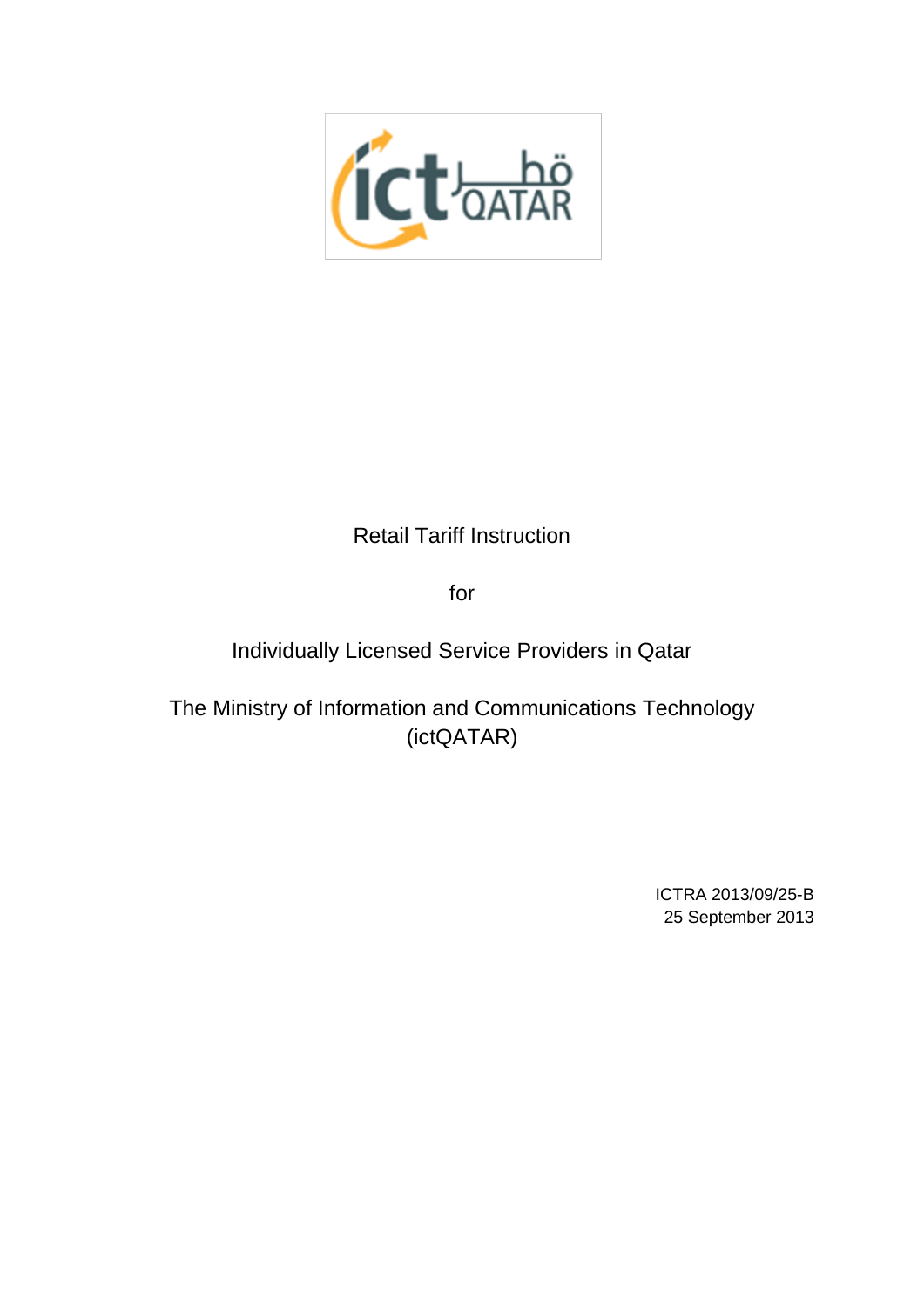# Retail Tariff Instruction

for

Individually Licensed Service Providers in Qatar

The Ministry of Information and Communications Technology (ictQATAR)

ICTRA 2013/09/25-B
25 September 2013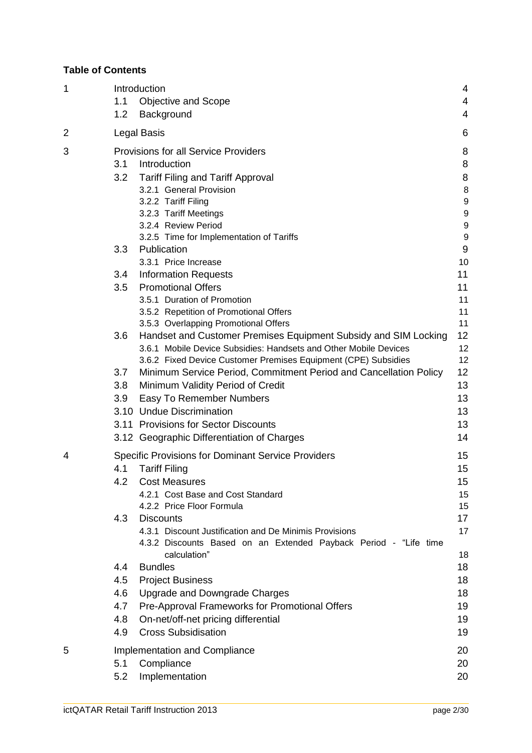**Table of Contents**

| | | |
|---|---|---|
| 1 | Introduction | 4 |
| | 1.1 Objective and Scope | 4 |
| | 1.2 Background | 4 |
| 2 | Legal Basis | 6 |
| 3 | Provisions for all Service Providers | 8 |
| | 3.1 Introduction | 8 |
| | 3.2 Tariff Filing and Tariff Approval | 8 |
| | 3.2.1 General Provision | 8 |
| | 3.2.2 Tariff Filing | 9 |
| | 3.2.3 Tariff Meetings | 9 |
| | 3.2.4 Review Period | 9 |
| | 3.2.5 Time for Implementation of Tariffs | 9 |
| | 3.3 Publication | 9 |
| | 3.3.1 Price Increase | 10 |
| | 3.4 Information Requests | 11 |
| | 3.5 Promotional Offers | 11 |
| | 3.5.1 Duration of Promotion | 11 |
| | 3.5.2 Repetition of Promotional Offers | 11 |
| | 3.5.3 Overlapping Promotional Offers | 11 |
| | 3.6 Handset and Customer Premises Equipment Subsidy and SIM Locking | 12 |
| | 3.6.1 Mobile Device Subsidies: Handsets and Other Mobile Devices | 12 |
| | 3.6.2 Fixed Device Customer Premises Equipment (CPE) Subsidies | 12 |
| | 3.7 Minimum Service Period, Commitment Period and Cancellation Policy | 12 |
| | 3.8 Minimum Validity Period of Credit | 13 |
| | 3.9 Easy To Remember Numbers | 13 |
| | 3.10 Undue Discrimination | 13 |
| | 3.11 Provisions for Sector Discounts | 13 |
| | 3.12 Geographic Differentiation of Charges | 14 |
| 4 | Specific Provisions for Dominant Service Providers | 15 |
| | 4.1 Tariff Filing | 15 |
| | 4.2 Cost Measures | 15 |
| | 4.2.1 Cost Base and Cost Standard | 15 |
| | 4.2.2 Price Floor Formula | 15 |
| | 4.3 Discounts | 17 |
| | 4.3.1 Discount Justification and De Minimis Provisions | 17 |
| | 4.3.2 Discounts Based on an Extended Payback Period - "Life time calculation" | 18 |
| | 4.4 Bundles | 18 |
| | 4.5 Project Business | 18 |
| | 4.6 Upgrade and Downgrade Charges | 18 |
| | 4.7 Pre-Approval Frameworks for Promotional Offers | 19 |
| | 4.8 On-net/off-net pricing differential | 19 |
| | 4.9 Cross Subsidisation | 19 |
| 5 | Implementation and Compliance | 20 |
| | 5.1 Compliance | 20 |
| | 5.2 Implementation | 20 |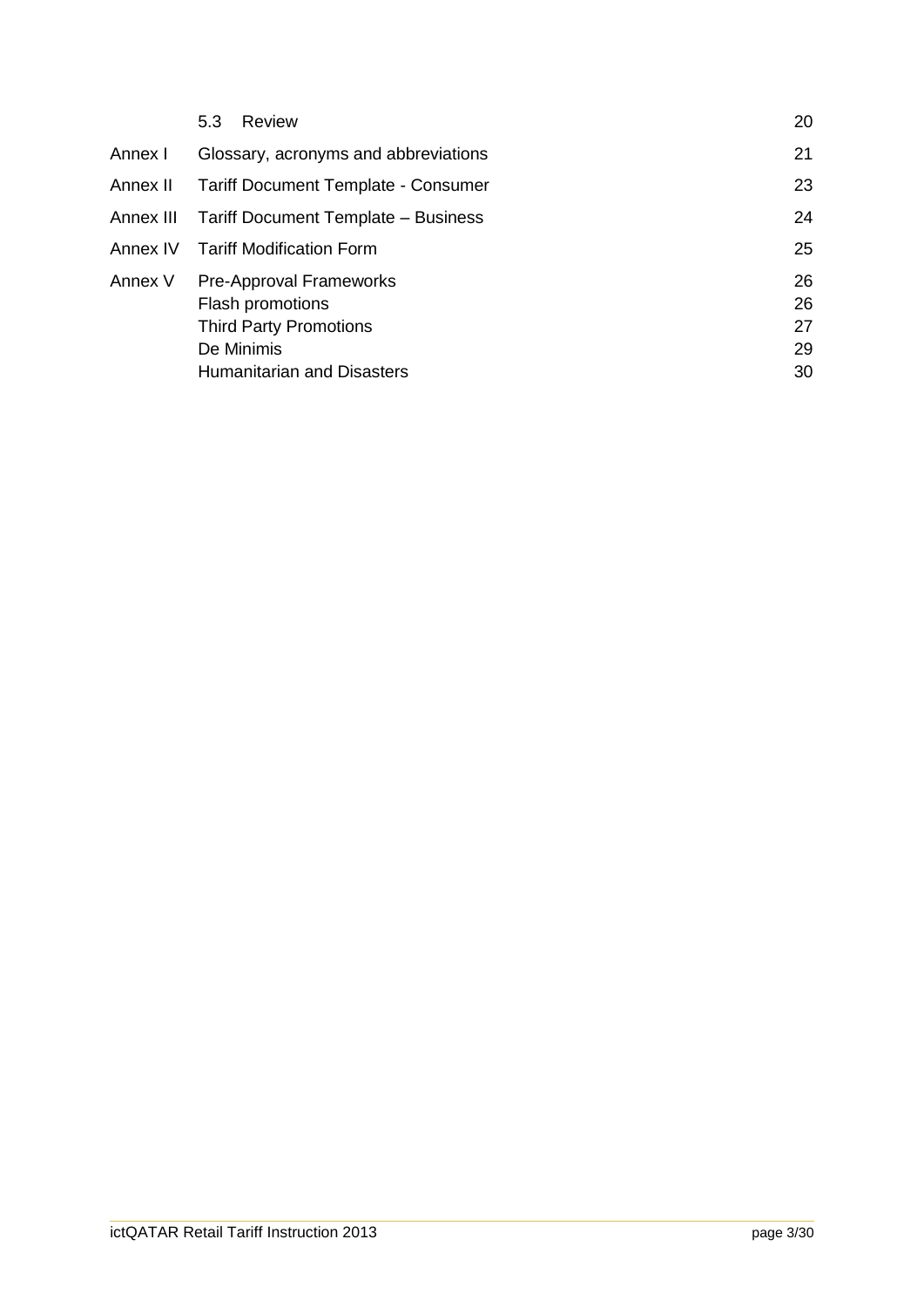| | | |
|---|---|---|
| | 5.3 Review | 20 |
| Annex I | Glossary, acronyms and abbreviations | 21 |
| Annex II | Tariff Document Template - Consumer | 23 |
| Annex III | Tariff Document Template – Business | 24 |
| Annex IV | Tariff Modification Form | 25 |
| Annex V | Pre-Approval Frameworks | 26 |
| | Flash promotions | 26 |
| | Third Party Promotions | 27 |
| | De Minimis | 29 |
| | Humanitarian and Disasters | 30 |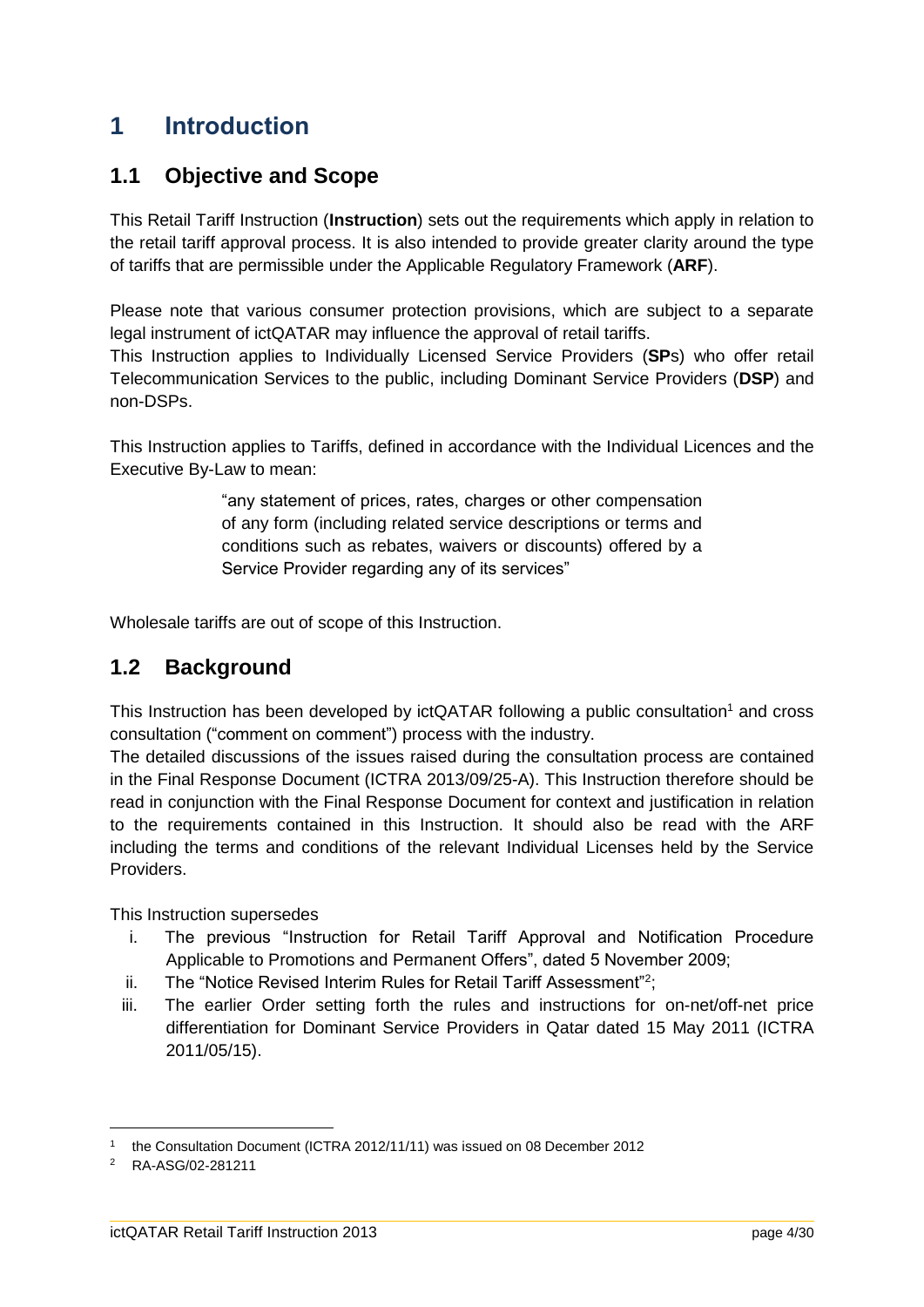# 1 Introduction

## 1.1 Objective and Scope

This Retail Tariff Instruction (**Instruction**) sets out the requirements which apply in relation to the retail tariff approval process. It is also intended to provide greater clarity around the type of tariffs that are permissible under the Applicable Regulatory Framework (**ARF**).

Please note that various consumer protection provisions, which are subject to a separate legal instrument of ictQATAR may influence the approval of retail tariffs.
This Instruction applies to Individually Licensed Service Providers (**SP**s) who offer retail Telecommunication Services to the public, including Dominant Service Providers (**DSP**) and non-DSPs.

This Instruction applies to Tariffs, defined in accordance with the Individual Licences and the Executive By-Law to mean:

> "any statement of prices, rates, charges or other compensation of any form (including related service descriptions or terms and conditions such as rebates, waivers or discounts) offered by a Service Provider regarding any of its services"

Wholesale tariffs are out of scope of this Instruction.

## 1.2 Background

This Instruction has been developed by ictQATAR following a public consultation[1] and cross consultation ("comment on comment") process with the industry.
The detailed discussions of the issues raised during the consultation process are contained in the Final Response Document (ICTRA 2013/09/25-A). This Instruction therefore should be read in conjunction with the Final Response Document for context and justification in relation to the requirements contained in this Instruction. It should also be read with the ARF including the terms and conditions of the relevant Individual Licenses held by the Service Providers.

This Instruction supersedes

i. The previous "Instruction for Retail Tariff Approval and Notification Procedure Applicable to Promotions and Permanent Offers", dated 5 November 2009;
ii. The "Notice Revised Interim Rules for Retail Tariff Assessment"[2];
iii. The earlier Order setting forth the rules and instructions for on-net/off-net price differentiation for Dominant Service Providers in Qatar dated 15 May 2011 (ICTRA 2011/05/15).

---

[1] the Consultation Document (ICTRA 2012/11/11) was issued on 08 December 2012

[2] RA-ASG/02-281211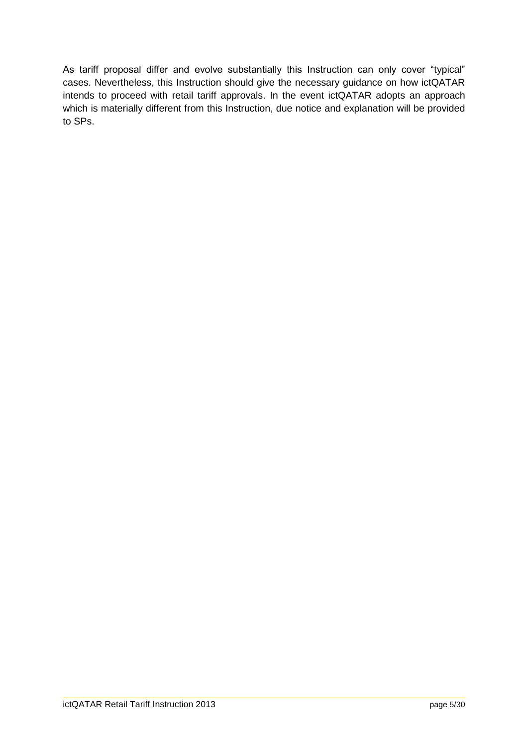As tariff proposal differ and evolve substantially this Instruction can only cover "typical" cases. Nevertheless, this Instruction should give the necessary guidance on how ictQATAR intends to proceed with retail tariff approvals. In the event ictQATAR adopts an approach which is materially different from this Instruction, due notice and explanation will be provided to SPs.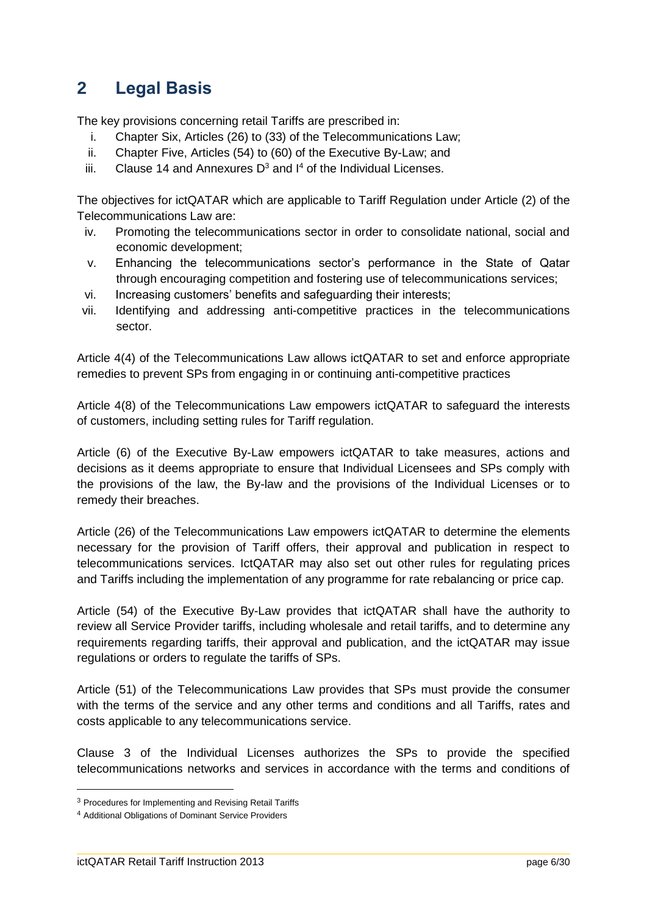# 2 Legal Basis

The key provisions concerning retail Tariffs are prescribed in:

i. Chapter Six, Articles (26) to (33) of the Telecommunications Law;
ii. Chapter Five, Articles (54) to (60) of the Executive By-Law; and
iii. Clause 14 and Annexures D[3] and I[4] of the Individual Licenses.

The objectives for ictQATAR which are applicable to Tariff Regulation under Article (2) of the Telecommunications Law are:

iv. Promoting the telecommunications sector in order to consolidate national, social and economic development;
v. Enhancing the telecommunications sector's performance in the State of Qatar through encouraging competition and fostering use of telecommunications services;
vi. Increasing customers' benefits and safeguarding their interests;
vii. Identifying and addressing anti-competitive practices in the telecommunications sector.

Article 4(4) of the Telecommunications Law allows ictQATAR to set and enforce appropriate remedies to prevent SPs from engaging in or continuing anti-competitive practices

Article 4(8) of the Telecommunications Law empowers ictQATAR to safeguard the interests of customers, including setting rules for Tariff regulation.

Article (6) of the Executive By-Law empowers ictQATAR to take measures, actions and decisions as it deems appropriate to ensure that Individual Licensees and SPs comply with the provisions of the law, the By-law and the provisions of the Individual Licenses or to remedy their breaches.

Article (26) of the Telecommunications Law empowers ictQATAR to determine the elements necessary for the provision of Tariff offers, their approval and publication in respect to telecommunications services. IctQATAR may also set out other rules for regulating prices and Tariffs including the implementation of any programme for rate rebalancing or price cap.

Article (54) of the Executive By-Law provides that ictQATAR shall have the authority to review all Service Provider tariffs, including wholesale and retail tariffs, and to determine any requirements regarding tariffs, their approval and publication, and the ictQATAR may issue regulations or orders to regulate the tariffs of SPs.

Article (51) of the Telecommunications Law provides that SPs must provide the consumer with the terms of the service and any other terms and conditions and all Tariffs, rates and costs applicable to any telecommunications service.

Clause 3 of the Individual Licenses authorizes the SPs to provide the specified telecommunications networks and services in accordance with the terms and conditions of

---

[3] Procedures for Implementing and Revising Retail Tariffs

[4] Additional Obligations of Dominant Service Providers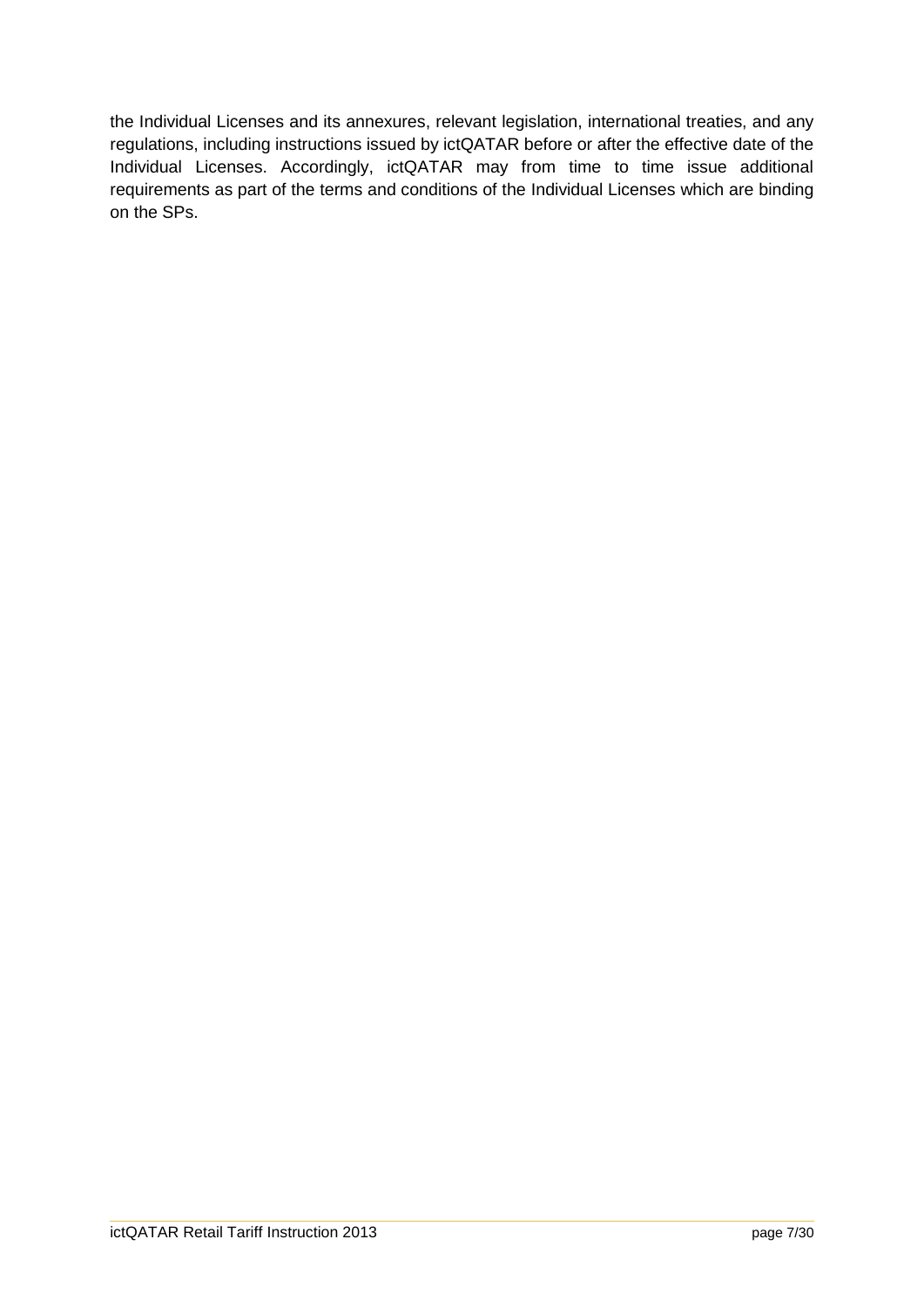the Individual Licenses and its annexures, relevant legislation, international treaties, and any regulations, including instructions issued by ictQATAR before or after the effective date of the Individual Licenses. Accordingly, ictQATAR may from time to time issue additional requirements as part of the terms and conditions of the Individual Licenses which are binding on the SPs.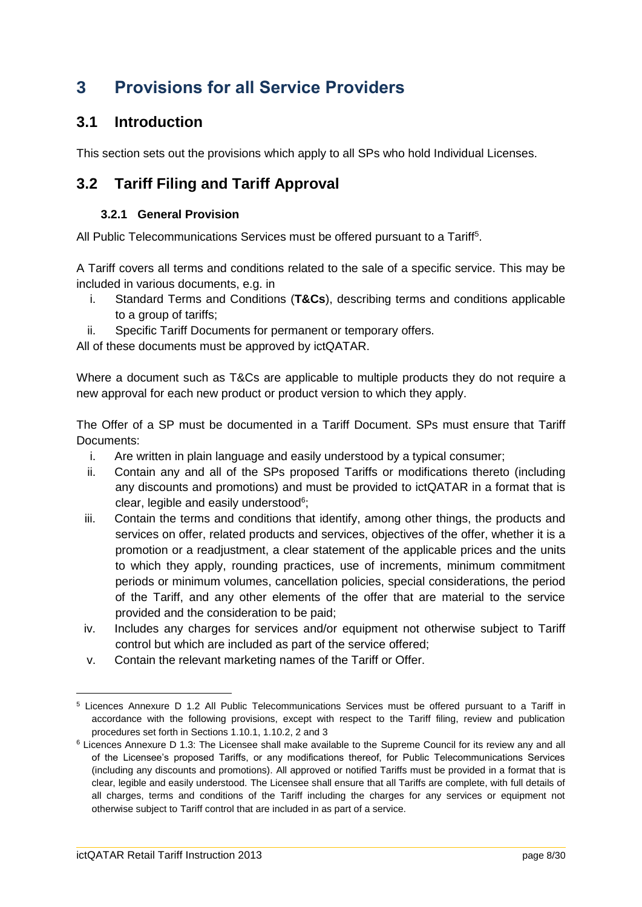# 3 Provisions for all Service Providers

## 3.1 Introduction

This section sets out the provisions which apply to all SPs who hold Individual Licenses.

## 3.2 Tariff Filing and Tariff Approval

### 3.2.1 General Provision

All Public Telecommunications Services must be offered pursuant to a Tariff[5].

A Tariff covers all terms and conditions related to the sale of a specific service. This may be included in various documents, e.g. in

i. Standard Terms and Conditions (**T&Cs**), describing terms and conditions applicable to a group of tariffs;
ii. Specific Tariff Documents for permanent or temporary offers.

All of these documents must be approved by ictQATAR.

Where a document such as T&Cs are applicable to multiple products they do not require a new approval for each new product or product version to which they apply.

The Offer of a SP must be documented in a Tariff Document. SPs must ensure that Tariff Documents:

i. Are written in plain language and easily understood by a typical consumer;
ii. Contain any and all of the SPs proposed Tariffs or modifications thereto (including any discounts and promotions) and must be provided to ictQATAR in a format that is clear, legible and easily understood[6];
iii. Contain the terms and conditions that identify, among other things, the products and services on offer, related products and services, objectives of the offer, whether it is a promotion or a readjustment, a clear statement of the applicable prices and the units to which they apply, rounding practices, use of increments, minimum commitment periods or minimum volumes, cancellation policies, special considerations, the period of the Tariff, and any other elements of the offer that are material to the service provided and the consideration to be paid;
iv. Includes any charges for services and/or equipment not otherwise subject to Tariff control but which are included as part of the service offered;
v. Contain the relevant marketing names of the Tariff or Offer.

---

[5] Licences Annexure D 1.2 All Public Telecommunications Services must be offered pursuant to a Tariff in accordance with the following provisions, except with respect to the Tariff filing, review and publication procedures set forth in Sections 1.10.1, 1.10.2, 2 and 3

[6] Licences Annexure D 1.3: The Licensee shall make available to the Supreme Council for its review any and all of the Licensee's proposed Tariffs, or any modifications thereof, for Public Telecommunications Services (including any discounts and promotions). All approved or notified Tariffs must be provided in a format that is clear, legible and easily understood. The Licensee shall ensure that all Tariffs are complete, with full details of all charges, terms and conditions of the Tariff including the charges for any services or equipment not otherwise subject to Tariff control that are included in as part of a service.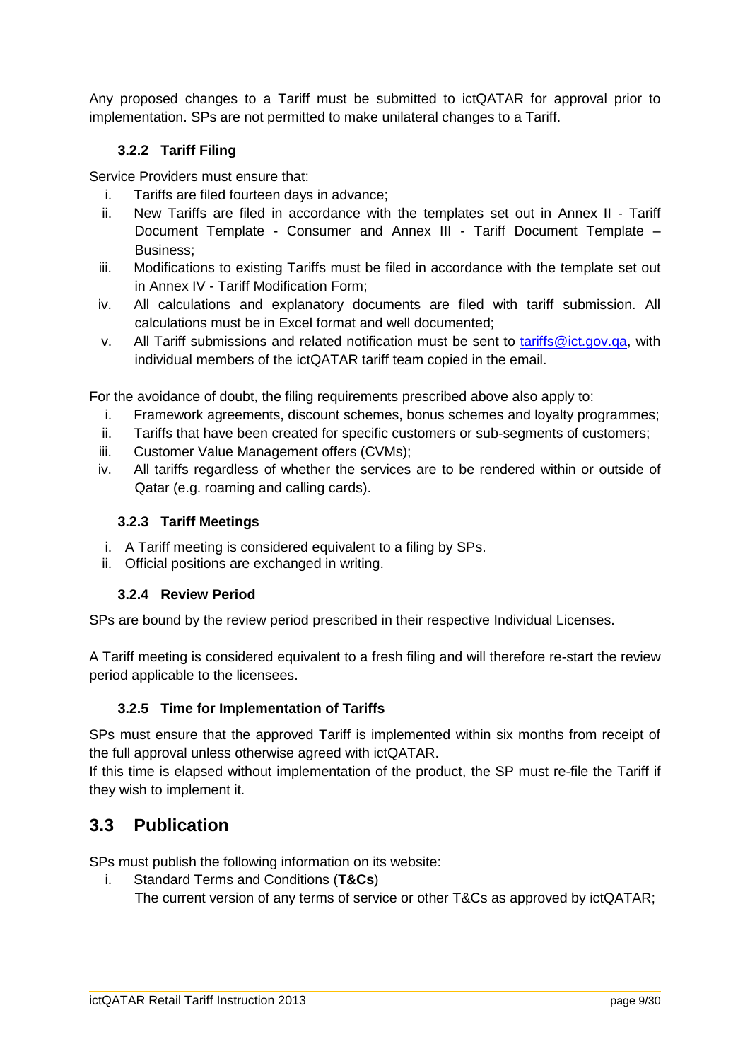Any proposed changes to a Tariff must be submitted to ictQATAR for approval prior to implementation. SPs are not permitted to make unilateral changes to a Tariff.

#### 3.2.2 Tariff Filing

Service Providers must ensure that:

i. Tariffs are filed fourteen days in advance;

ii. New Tariffs are filed in accordance with the templates set out in Annex II - Tariff Document Template - Consumer and Annex III - Tariff Document Template – Business;

iii. Modifications to existing Tariffs must be filed in accordance with the template set out in Annex IV - Tariff Modification Form;

iv. All calculations and explanatory documents are filed with tariff submission. All calculations must be in Excel format and well documented;

v. All Tariff submissions and related notification must be sent to tariffs@ict.gov.qa, with individual members of the ictQATAR tariff team copied in the email.

For the avoidance of doubt, the filing requirements prescribed above also apply to:

i. Framework agreements, discount schemes, bonus schemes and loyalty programmes;

ii. Tariffs that have been created for specific customers or sub-segments of customers;

iii. Customer Value Management offers (CVMs);

iv. All tariffs regardless of whether the services are to be rendered within or outside of Qatar (e.g. roaming and calling cards).

#### 3.2.3 Tariff Meetings

i. A Tariff meeting is considered equivalent to a filing by SPs.

ii. Official positions are exchanged in writing.

#### 3.2.4 Review Period

SPs are bound by the review period prescribed in their respective Individual Licenses.

A Tariff meeting is considered equivalent to a fresh filing and will therefore re-start the review period applicable to the licensees.

#### 3.2.5 Time for Implementation of Tariffs

SPs must ensure that the approved Tariff is implemented within six months from receipt of the full approval unless otherwise agreed with ictQATAR.
If this time is elapsed without implementation of the product, the SP must re-file the Tariff if they wish to implement it.

## 3.3 Publication

SPs must publish the following information on its website:

i. Standard Terms and Conditions (**T&Cs**)
The current version of any terms of service or other T&Cs as approved by ictQATAR;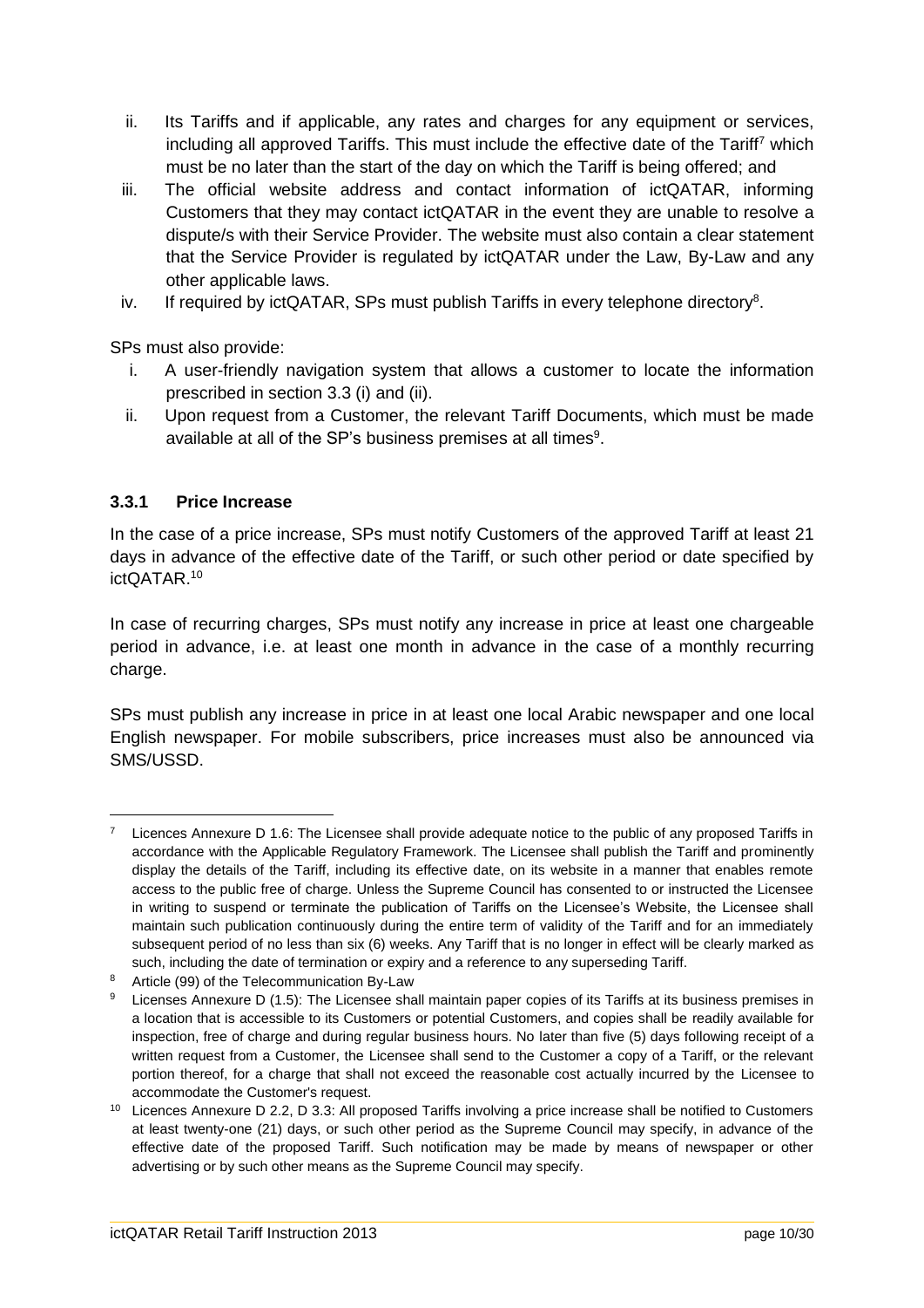ii. Its Tariffs and if applicable, any rates and charges for any equipment or services, including all approved Tariffs. This must include the effective date of the Tariff[7] which must be no later than the start of the day on which the Tariff is being offered; and

iii. The official website address and contact information of ictQATAR, informing Customers that they may contact ictQATAR in the event they are unable to resolve a dispute/s with their Service Provider. The website must also contain a clear statement that the Service Provider is regulated by ictQATAR under the Law, By-Law and any other applicable laws.

iv. If required by ictQATAR, SPs must publish Tariffs in every telephone directory[8].

SPs must also provide:

i. A user-friendly navigation system that allows a customer to locate the information prescribed in section 3.3 (i) and (ii).

ii. Upon request from a Customer, the relevant Tariff Documents, which must be made available at all of the SP's business premises at all times[9].

### 3.3.1 Price Increase

In the case of a price increase, SPs must notify Customers of the approved Tariff at least 21 days in advance of the effective date of the Tariff, or such other period or date specified by ictQATAR.[10]

In case of recurring charges, SPs must notify any increase in price at least one chargeable period in advance, i.e. at least one month in advance in the case of a monthly recurring charge.

SPs must publish any increase in price in at least one local Arabic newspaper and one local English newspaper. For mobile subscribers, price increases must also be announced via SMS/USSD.

---

[7] Licences Annexure D 1.6: The Licensee shall provide adequate notice to the public of any proposed Tariffs in accordance with the Applicable Regulatory Framework. The Licensee shall publish the Tariff and prominently display the details of the Tariff, including its effective date, on its website in a manner that enables remote access to the public free of charge. Unless the Supreme Council has consented to or instructed the Licensee in writing to suspend or terminate the publication of Tariffs on the Licensee's Website, the Licensee shall maintain such publication continuously during the entire term of validity of the Tariff and for an immediately subsequent period of no less than six (6) weeks. Any Tariff that is no longer in effect will be clearly marked as such, including the date of termination or expiry and a reference to any superseding Tariff.

[8] Article (99) of the Telecommunication By-Law

[9] Licenses Annexure D (1.5): The Licensee shall maintain paper copies of its Tariffs at its business premises in a location that is accessible to its Customers or potential Customers, and copies shall be readily available for inspection, free of charge and during regular business hours. No later than five (5) days following receipt of a written request from a Customer, the Licensee shall send to the Customer a copy of a Tariff, or the relevant portion thereof, for a charge that shall not exceed the reasonable cost actually incurred by the Licensee to accommodate the Customer's request.

[10] Licences Annexure D 2.2, D 3.3: All proposed Tariffs involving a price increase shall be notified to Customers at least twenty-one (21) days, or such other period as the Supreme Council may specify, in advance of the effective date of the proposed Tariff. Such notification may be made by means of newspaper or other advertising or by such other means as the Supreme Council may specify.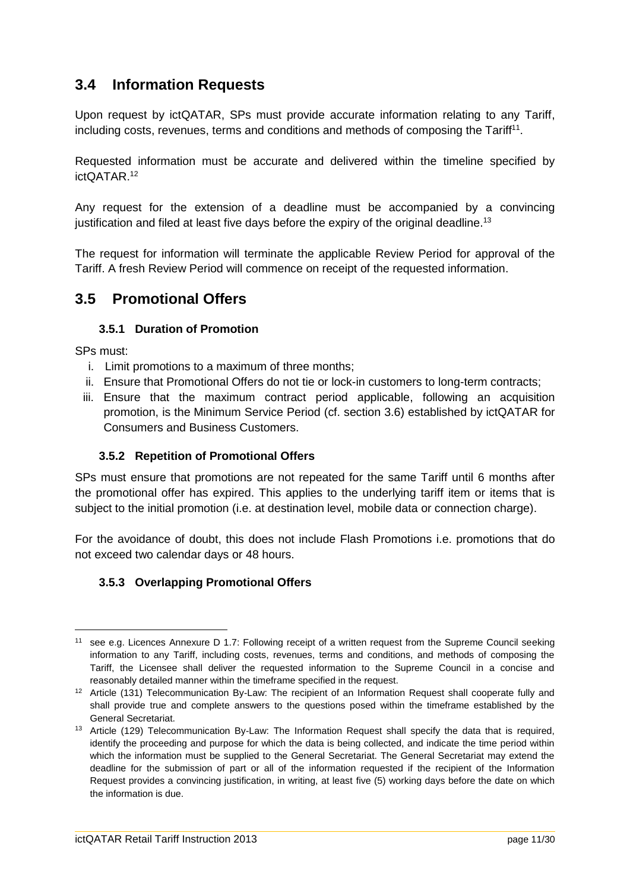## 3.4 Information Requests

Upon request by ictQATAR, SPs must provide accurate information relating to any Tariff, including costs, revenues, terms and conditions and methods of composing the Tariff[11].

Requested information must be accurate and delivered within the timeline specified by ictQATAR.[12]

Any request for the extension of a deadline must be accompanied by a convincing justification and filed at least five days before the expiry of the original deadline.[13]

The request for information will terminate the applicable Review Period for approval of the Tariff. A fresh Review Period will commence on receipt of the requested information.

## 3.5 Promotional Offers

### 3.5.1 Duration of Promotion

SPs must:

i. Limit promotions to a maximum of three months;
ii. Ensure that Promotional Offers do not tie or lock-in customers to long-term contracts;
iii. Ensure that the maximum contract period applicable, following an acquisition promotion, is the Minimum Service Period (cf. section 3.6) established by ictQATAR for Consumers and Business Customers.

### 3.5.2 Repetition of Promotional Offers

SPs must ensure that promotions are not repeated for the same Tariff until 6 months after the promotional offer has expired. This applies to the underlying tariff item or items that is subject to the initial promotion (i.e. at destination level, mobile data or connection charge).

For the avoidance of doubt, this does not include Flash Promotions i.e. promotions that do not exceed two calendar days or 48 hours.

### 3.5.3 Overlapping Promotional Offers

---

[11] see e.g. Licences Annexure D 1.7: Following receipt of a written request from the Supreme Council seeking information to any Tariff, including costs, revenues, terms and conditions, and methods of composing the Tariff, the Licensee shall deliver the requested information to the Supreme Council in a concise and reasonably detailed manner within the timeframe specified in the request.

[12] Article (131) Telecommunication By-Law: The recipient of an Information Request shall cooperate fully and shall provide true and complete answers to the questions posed within the timeframe established by the General Secretariat.

[13] Article (129) Telecommunication By-Law: The Information Request shall specify the data that is required, identify the proceeding and purpose for which the data is being collected, and indicate the time period within which the information must be supplied to the General Secretariat. The General Secretariat may extend the deadline for the submission of part or all of the information requested if the recipient of the Information Request provides a convincing justification, in writing, at least five (5) working days before the date on which the information is due.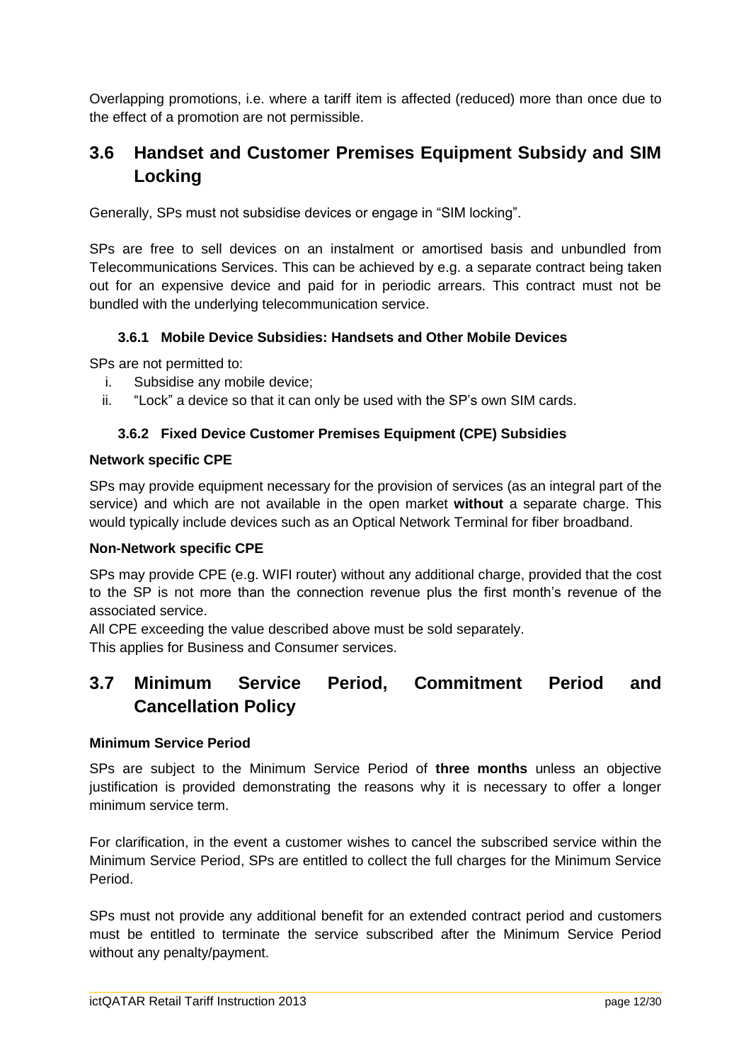Overlapping promotions, i.e. where a tariff item is affected (reduced) more than once due to the effect of a promotion are not permissible.

## 3.6 Handset and Customer Premises Equipment Subsidy and SIM Locking

Generally, SPs must not subsidise devices or engage in "SIM locking".

SPs are free to sell devices on an instalment or amortised basis and unbundled from Telecommunications Services. This can be achieved by e.g. a separate contract being taken out for an expensive device and paid for in periodic arrears. This contract must not be bundled with the underlying telecommunication service.

### 3.6.1 Mobile Device Subsidies: Handsets and Other Mobile Devices

SPs are not permitted to:

i. Subsidise any mobile device;
ii. "Lock" a device so that it can only be used with the SP's own SIM cards.

### 3.6.2 Fixed Device Customer Premises Equipment (CPE) Subsidies

**Network specific CPE**

SPs may provide equipment necessary for the provision of services (as an integral part of the service) and which are not available in the open market **without** a separate charge. This would typically include devices such as an Optical Network Terminal for fiber broadband.

**Non-Network specific CPE**

SPs may provide CPE (e.g. WIFI router) without any additional charge, provided that the cost to the SP is not more than the connection revenue plus the first month's revenue of the associated service.

All CPE exceeding the value described above must be sold separately.

This applies for Business and Consumer services.

## 3.7 Minimum Service Period, Commitment Period and Cancellation Policy

**Minimum Service Period**

SPs are subject to the Minimum Service Period of **three months** unless an objective justification is provided demonstrating the reasons why it is necessary to offer a longer minimum service term.

For clarification, in the event a customer wishes to cancel the subscribed service within the Minimum Service Period, SPs are entitled to collect the full charges for the Minimum Service Period.

SPs must not provide any additional benefit for an extended contract period and customers must be entitled to terminate the service subscribed after the Minimum Service Period without any penalty/payment.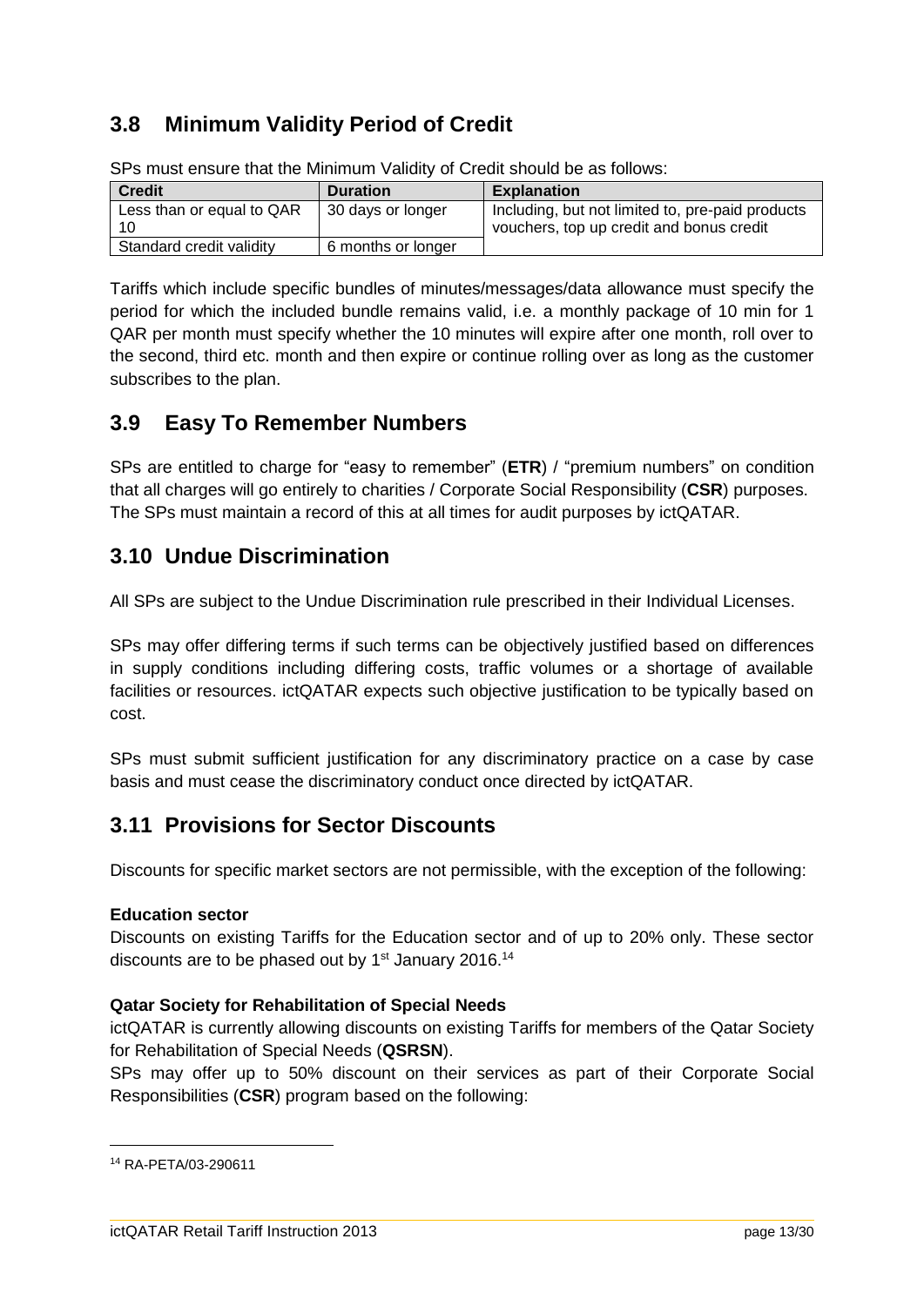## 3.8 Minimum Validity Period of Credit

SPs must ensure that the Minimum Validity of Credit should be as follows:

| Credit | Duration | Explanation |
|---|---|---|
| Less than or equal to QAR 10 | 30 days or longer | Including, but not limited to, pre-paid products vouchers, top up credit and bonus credit |
| Standard credit validity | 6 months or longer | |

Tariffs which include specific bundles of minutes/messages/data allowance must specify the period for which the included bundle remains valid, i.e. a monthly package of 10 min for 1 QAR per month must specify whether the 10 minutes will expire after one month, roll over to the second, third etc. month and then expire or continue rolling over as long as the customer subscribes to the plan.

## 3.9 Easy To Remember Numbers

SPs are entitled to charge for "easy to remember" (**ETR**) / "premium numbers" on condition that all charges will go entirely to charities / Corporate Social Responsibility (**CSR**) purposes. The SPs must maintain a record of this at all times for audit purposes by ictQATAR.

## 3.10 Undue Discrimination

All SPs are subject to the Undue Discrimination rule prescribed in their Individual Licenses.

SPs may offer differing terms if such terms can be objectively justified based on differences in supply conditions including differing costs, traffic volumes or a shortage of available facilities or resources. ictQATAR expects such objective justification to be typically based on cost.

SPs must submit sufficient justification for any discriminatory practice on a case by case basis and must cease the discriminatory conduct once directed by ictQATAR.

## 3.11 Provisions for Sector Discounts

Discounts for specific market sectors are not permissible, with the exception of the following:

**Education sector**

Discounts on existing Tariffs for the Education sector and of up to 20% only. These sector discounts are to be phased out by 1st January 2016.[14]

**Qatar Society for Rehabilitation of Special Needs**

ictQATAR is currently allowing discounts on existing Tariffs for members of the Qatar Society for Rehabilitation of Special Needs (**QSRSN**).

SPs may offer up to 50% discount on their services as part of their Corporate Social Responsibilities (**CSR**) program based on the following:

[14] RA-PETA/03-290611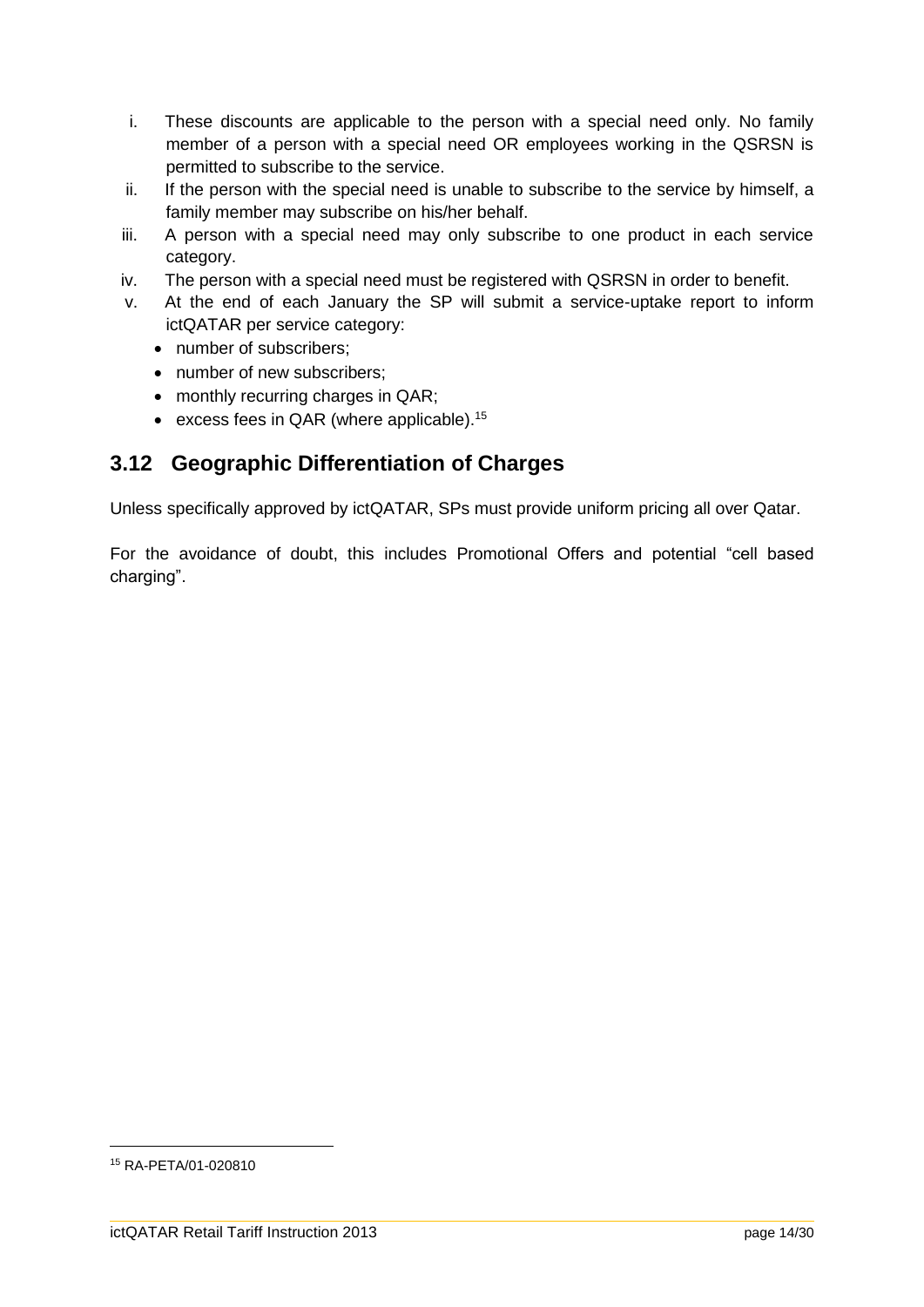i. These discounts are applicable to the person with a special need only. No family member of a person with a special need OR employees working in the QSRSN is permitted to subscribe to the service.
ii. If the person with the special need is unable to subscribe to the service by himself, a family member may subscribe on his/her behalf.
iii. A person with a special need may only subscribe to one product in each service category.
iv. The person with a special need must be registered with QSRSN in order to benefit.
v. At the end of each January the SP will submit a service-uptake report to inform ictQATAR per service category:
   - number of subscribers;
   - number of new subscribers;
   - monthly recurring charges in QAR;
   - excess fees in QAR (where applicable).[15]

## 3.12 Geographic Differentiation of Charges

Unless specifically approved by ictQATAR, SPs must provide uniform pricing all over Qatar.

For the avoidance of doubt, this includes Promotional Offers and potential “cell based charging”.

---

[15] RA-PETA/01-020810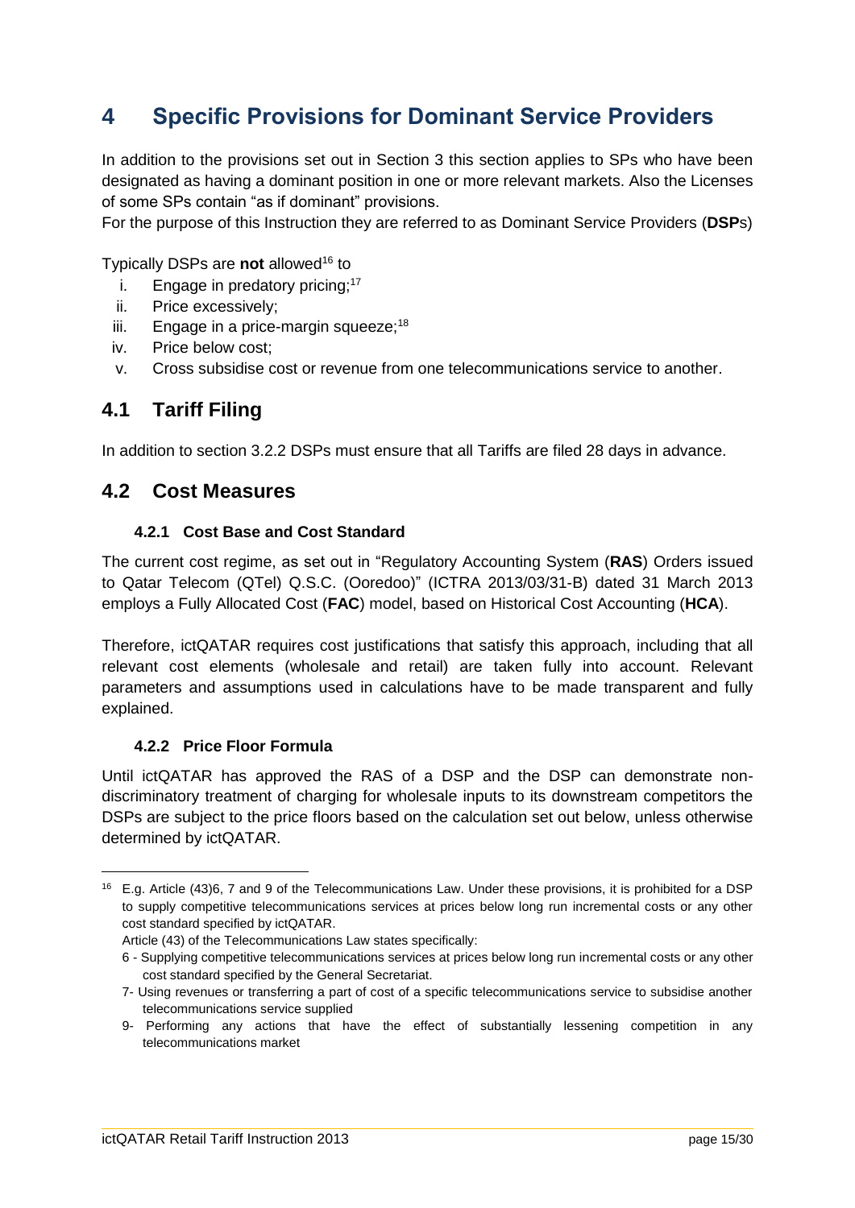# 4 Specific Provisions for Dominant Service Providers

In addition to the provisions set out in Section 3 this section applies to SPs who have been designated as having a dominant position in one or more relevant markets. Also the Licenses of some SPs contain "as if dominant" provisions.
For the purpose of this Instruction they are referred to as Dominant Service Providers (**DSP**s)

Typically DSPs are **not** allowed[16] to

i. Engage in predatory pricing;[17]
ii. Price excessively;
iii. Engage in a price-margin squeeze;[18]
iv. Price below cost;
v. Cross subsidise cost or revenue from one telecommunications service to another.

## 4.1 Tariff Filing

In addition to section 3.2.2 DSPs must ensure that all Tariffs are filed 28 days in advance.

## 4.2 Cost Measures

### 4.2.1 Cost Base and Cost Standard

The current cost regime, as set out in "Regulatory Accounting System (**RAS**) Orders issued to Qatar Telecom (QTel) Q.S.C. (Ooredoo)" (ICTRA 2013/03/31-B) dated 31 March 2013 employs a Fully Allocated Cost (**FAC**) model, based on Historical Cost Accounting (**HCA**).

Therefore, ictQATAR requires cost justifications that satisfy this approach, including that all relevant cost elements (wholesale and retail) are taken fully into account. Relevant parameters and assumptions used in calculations have to be made transparent and fully explained.

### 4.2.2 Price Floor Formula

Until ictQATAR has approved the RAS of a DSP and the DSP can demonstrate non-discriminatory treatment of charging for wholesale inputs to its downstream competitors the DSPs are subject to the price floors based on the calculation set out below, unless otherwise determined by ictQATAR.

---

[16] E.g. Article (43)6, 7 and 9 of the Telecommunications Law. Under these provisions, it is prohibited for a DSP to supply competitive telecommunications services at prices below long run incremental costs or any other cost standard specified by ictQATAR.

Article (43) of the Telecommunications Law states specifically:

6 - Supplying competitive telecommunications services at prices below long run incremental costs or any other cost standard specified by the General Secretariat.

7- Using revenues or transferring a part of cost of a specific telecommunications service to subsidise another telecommunications service supplied

9- Performing any actions that have the effect of substantially lessening competition in any telecommunications market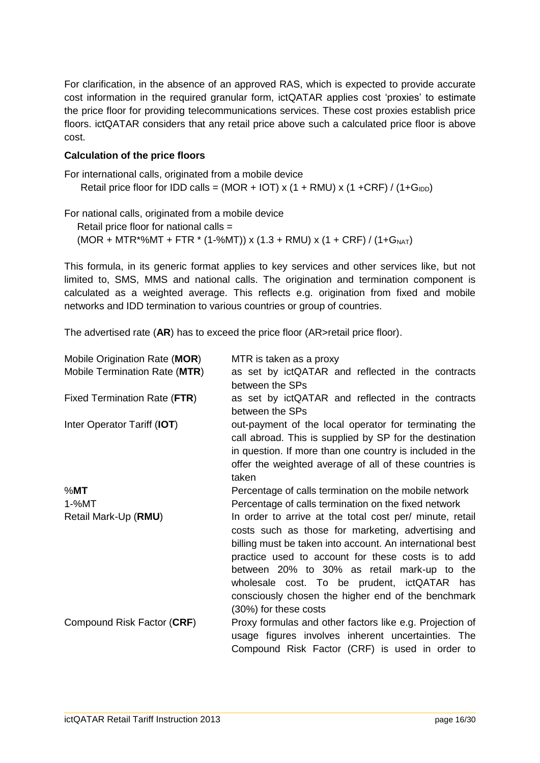For clarification, in the absence of an approved RAS, which is expected to provide accurate cost information in the required granular form, ictQATAR applies cost 'proxies' to estimate the price floor for providing telecommunications services. These cost proxies establish price floors. ictQATAR considers that any retail price above such a calculated price floor is above cost.

**Calculation of the price floors**

For international calls, originated from a mobile device

Retail price floor for IDD calls = $(MOR + IOT) \times (1 + RMU) \times (1 + CRF) / (1+G_{IDD})$

For national calls, originated from a mobile device

Retail price floor for national calls =

$(MOR + MTR*\%MT + FTR * (1-\%MT)) \times (1.3 + RMU) \times (1 + CRF) / (1+G_{NAT})$

This formula, in its generic format applies to key services and other services like, but not limited to, SMS, MMS and national calls. The origination and termination component is calculated as a weighted average. This reflects e.g. origination from fixed and mobile networks and IDD termination to various countries or group of countries.

The advertised rate (**AR**) has to exceed the price floor (AR>retail price floor).

| | |
|---|---|
| Mobile Origination Rate (**MOR**) | MTR is taken as a proxy |
| Mobile Termination Rate (**MTR**) | as set by ictQATAR and reflected in the contracts between the SPs |
| Fixed Termination Rate (**FTR**) | as set by ictQATAR and reflected in the contracts between the SPs |
| Inter Operator Tariff (**IOT**) | out-payment of the local operator for terminating the call abroad. This is supplied by SP for the destination in question. If more than one country is included in the offer the weighted average of all of these countries is taken |
| %**MT** | Percentage of calls termination on the mobile network |
| 1-%MT | Percentage of calls termination on the fixed network |
| Retail Mark-Up (**RMU**) | In order to arrive at the total cost per/ minute, retail costs such as those for marketing, advertising and billing must be taken into account. An international best practice used to account for these costs is to add between 20% to 30% as retail mark-up to the wholesale cost. To be prudent, ictQATAR has consciously chosen the higher end of the benchmark (30%) for these costs |
| Compound Risk Factor (**CRF**) | Proxy formulas and other factors like e.g. Projection of usage figures involves inherent uncertainties. The Compound Risk Factor (CRF) is used in order to |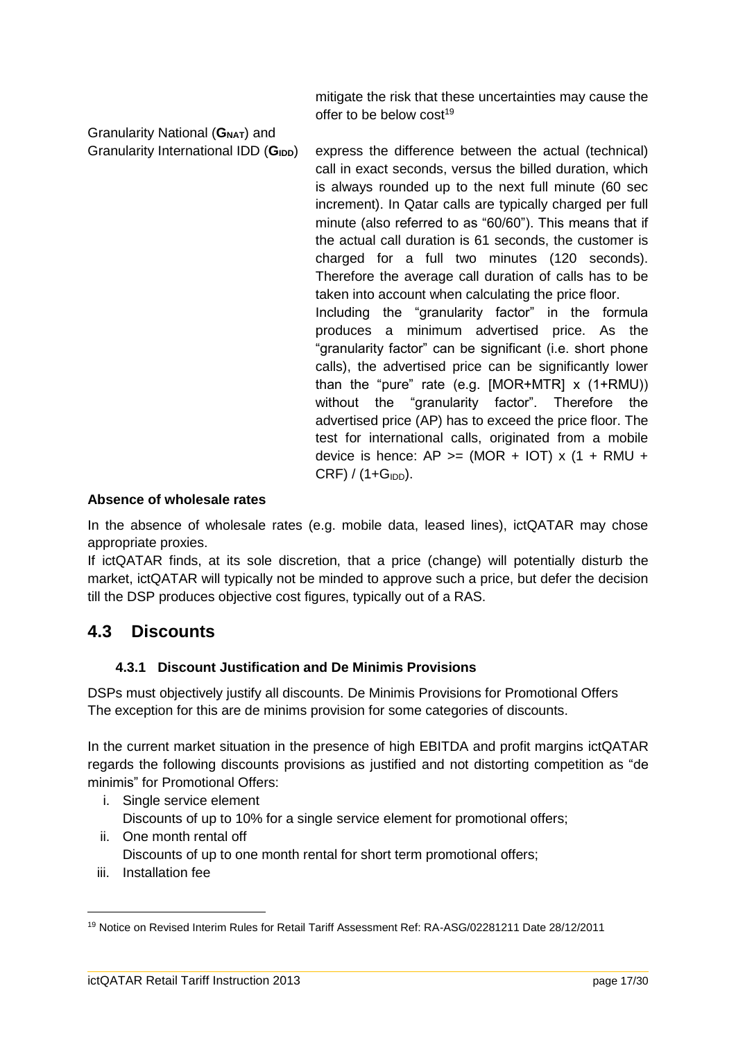mitigate the risk that these uncertainties may cause the offer to be below cost[19]

Granularity National ($G_{NAT}$) and Granularity International IDD ($G_{IDD}$)

express the difference between the actual (technical) call in exact seconds, versus the billed duration, which is always rounded up to the next full minute (60 sec increment). In Qatar calls are typically charged per full minute (also referred to as "60/60"). This means that if the actual call duration is 61 seconds, the customer is charged for a full two minutes (120 seconds). Therefore the average call duration of calls has to be taken into account when calculating the price floor.

Including the "granularity factor" in the formula produces a minimum advertised price. As the "granularity factor" can be significant (i.e. short phone calls), the advertised price can be significantly lower than the "pure" rate (e.g. [MOR+MTR] x (1+RMU)) without the "granularity factor". Therefore the advertised price (AP) has to exceed the price floor. The test for international calls, originated from a mobile device is hence: $AP >= (MOR + IOT) \times (1 + RMU + CRF) / (1+G_{IDD})$.

**Absence of wholesale rates**

In the absence of wholesale rates (e.g. mobile data, leased lines), ictQATAR may chose appropriate proxies.

If ictQATAR finds, at its sole discretion, that a price (change) will potentially disturb the market, ictQATAR will typically not be minded to approve such a price, but defer the decision till the DSP produces objective cost figures, typically out of a RAS.

## 4.3 Discounts

### 4.3.1 Discount Justification and De Minimis Provisions

DSPs must objectively justify all discounts. De Minimis Provisions for Promotional Offers
The exception for this are de minims provision for some categories of discounts.

In the current market situation in the presence of high EBITDA and profit margins ictQATAR regards the following discounts provisions as justified and not distorting competition as "de minimis" for Promotional Offers:

i. Single service element
   Discounts of up to 10% for a single service element for promotional offers;
ii. One month rental off
   Discounts of up to one month rental for short term promotional offers;
iii. Installation fee

[19] Notice on Revised Interim Rules for Retail Tariff Assessment Ref: RA-ASG/02281211 Date 28/12/2011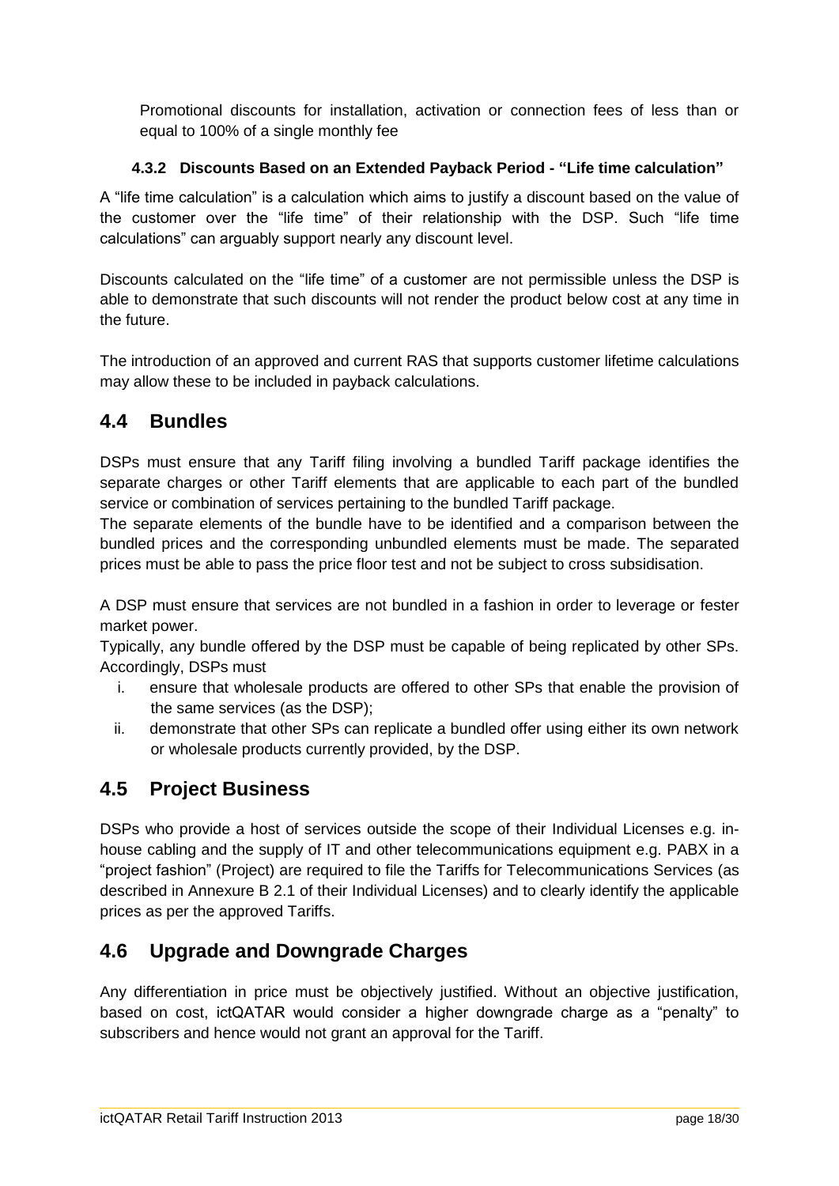Promotional discounts for installation, activation or connection fees of less than or equal to 100% of a single monthly fee

#### 4.3.2 Discounts Based on an Extended Payback Period - "Life time calculation"

A "life time calculation" is a calculation which aims to justify a discount based on the value of the customer over the "life time" of their relationship with the DSP. Such "life time calculations" can arguably support nearly any discount level.

Discounts calculated on the "life time" of a customer are not permissible unless the DSP is able to demonstrate that such discounts will not render the product below cost at any time in the future.

The introduction of an approved and current RAS that supports customer lifetime calculations may allow these to be included in payback calculations.

## 4.4 Bundles

DSPs must ensure that any Tariff filing involving a bundled Tariff package identifies the separate charges or other Tariff elements that are applicable to each part of the bundled service or combination of services pertaining to the bundled Tariff package.

The separate elements of the bundle have to be identified and a comparison between the bundled prices and the corresponding unbundled elements must be made. The separated prices must be able to pass the price floor test and not be subject to cross subsidisation.

A DSP must ensure that services are not bundled in a fashion in order to leverage or fester market power.

Typically, any bundle offered by the DSP must be capable of being replicated by other SPs. Accordingly, DSPs must

i. ensure that wholesale products are offered to other SPs that enable the provision of the same services (as the DSP);
ii. demonstrate that other SPs can replicate a bundled offer using either its own network or wholesale products currently provided, by the DSP.

## 4.5 Project Business

DSPs who provide a host of services outside the scope of their Individual Licenses e.g. in-house cabling and the supply of IT and other telecommunications equipment e.g. PABX in a "project fashion" (Project) are required to file the Tariffs for Telecommunications Services (as described in Annexure B 2.1 of their Individual Licenses) and to clearly identify the applicable prices as per the approved Tariffs.

## 4.6 Upgrade and Downgrade Charges

Any differentiation in price must be objectively justified. Without an objective justification, based on cost, ictQATAR would consider a higher downgrade charge as a "penalty" to subscribers and hence would not grant an approval for the Tariff.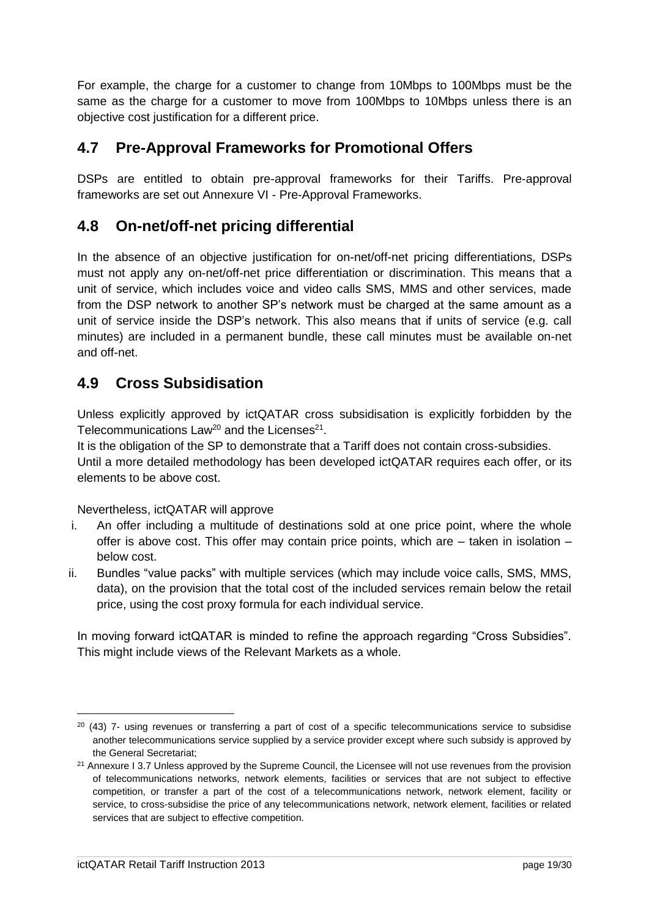For example, the charge for a customer to change from 10Mbps to 100Mbps must be the same as the charge for a customer to move from 100Mbps to 10Mbps unless there is an objective cost justification for a different price.

## 4.7 Pre-Approval Frameworks for Promotional Offers

DSPs are entitled to obtain pre-approval frameworks for their Tariffs. Pre-approval frameworks are set out Annexure VI - Pre-Approval Frameworks.

## 4.8 On-net/off-net pricing differential

In the absence of an objective justification for on-net/off-net pricing differentiations, DSPs must not apply any on-net/off-net price differentiation or discrimination. This means that a unit of service, which includes voice and video calls SMS, MMS and other services, made from the DSP network to another SP's network must be charged at the same amount as a unit of service inside the DSP's network. This also means that if units of service (e.g. call minutes) are included in a permanent bundle, these call minutes must be available on-net and off-net.

## 4.9 Cross Subsidisation

Unless explicitly approved by ictQATAR cross subsidisation is explicitly forbidden by the Telecommunications Law[20] and the Licenses[21].

It is the obligation of the SP to demonstrate that a Tariff does not contain cross-subsidies.

Until a more detailed methodology has been developed ictQATAR requires each offer, or its elements to be above cost.

Nevertheless, ictQATAR will approve

i. An offer including a multitude of destinations sold at one price point, where the whole offer is above cost. This offer may contain price points, which are – taken in isolation – below cost.
ii. Bundles "value packs" with multiple services (which may include voice calls, SMS, MMS, data), on the provision that the total cost of the included services remain below the retail price, using the cost proxy formula for each individual service.

In moving forward ictQATAR is minded to refine the approach regarding "Cross Subsidies". This might include views of the Relevant Markets as a whole.

---

[20] (43) 7- using revenues or transferring a part of cost of a specific telecommunications service to subsidise another telecommunications service supplied by a service provider except where such subsidy is approved by the General Secretariat;

[21] Annexure I 3.7 Unless approved by the Supreme Council, the Licensee will not use revenues from the provision of telecommunications networks, network elements, facilities or services that are not subject to effective competition, or transfer a part of the cost of a telecommunications network, network element, facility or service, to cross-subsidise the price of any telecommunications network, network element, facilities or related services that are subject to effective competition.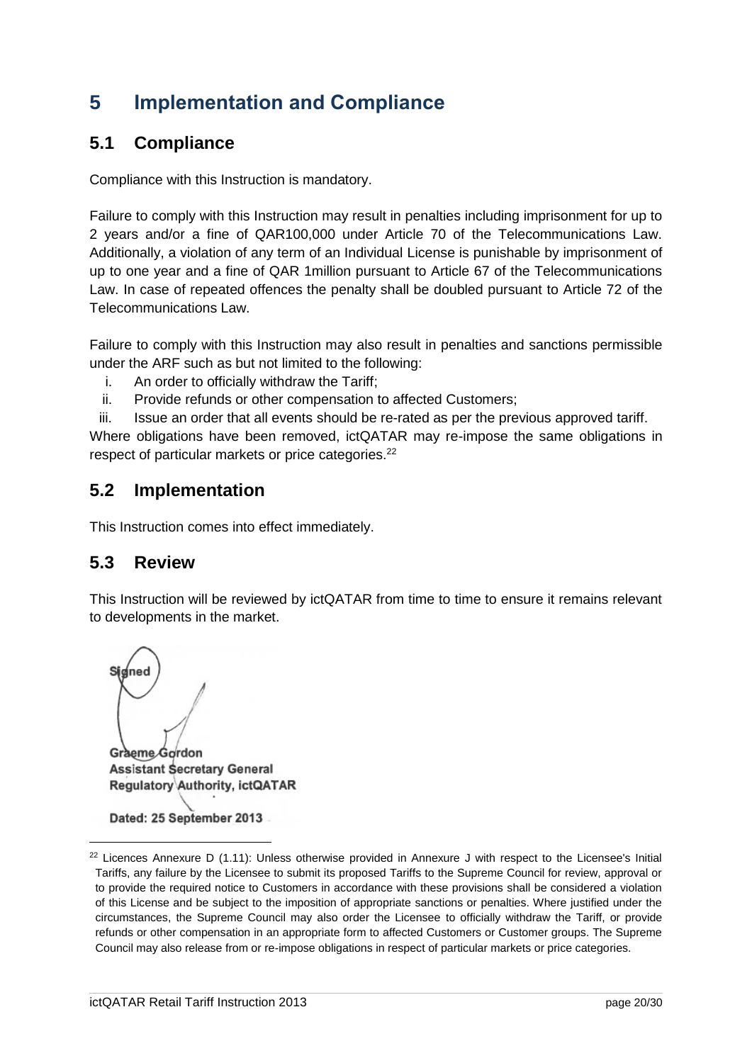# 5 Implementation and Compliance

## 5.1 Compliance

Compliance with this Instruction is mandatory.

Failure to comply with this Instruction may result in penalties including imprisonment for up to 2 years and/or a fine of QAR100,000 under Article 70 of the Telecommunications Law. Additionally, a violation of any term of an Individual License is punishable by imprisonment of up to one year and a fine of QAR 1million pursuant to Article 67 of the Telecommunications Law. In case of repeated offences the penalty shall be doubled pursuant to Article 72 of the Telecommunications Law.

Failure to comply with this Instruction may also result in penalties and sanctions permissible under the ARF such as but not limited to the following:

i. An order to officially withdraw the Tariff;
ii. Provide refunds or other compensation to affected Customers;
iii. Issue an order that all events should be re-rated as per the previous approved tariff.

Where obligations have been removed, ictQATAR may re-impose the same obligations in respect of particular markets or price categories.[22]

## 5.2 Implementation

This Instruction comes into effect immediately.

## 5.3 Review

This Instruction will be reviewed by ictQATAR from time to time to ensure it remains relevant to developments in the market.

Signed

Graeme Gordon
Assistant Secretary General
Regulatory Authority, ictQATAR

Dated: 25 September 2013

---

[22] Licences Annexure D (1.11): Unless otherwise provided in Annexure J with respect to the Licensee's Initial Tariffs, any failure by the Licensee to submit its proposed Tariffs to the Supreme Council for review, approval or to provide the required notice to Customers in accordance with these provisions shall be considered a violation of this License and be subject to the imposition of appropriate sanctions or penalties. Where justified under the circumstances, the Supreme Council may also order the Licensee to officially withdraw the Tariff, or provide refunds or other compensation in an appropriate form to affected Customers or Customer groups. The Supreme Council may also release from or re-impose obligations in respect of particular markets or price categories.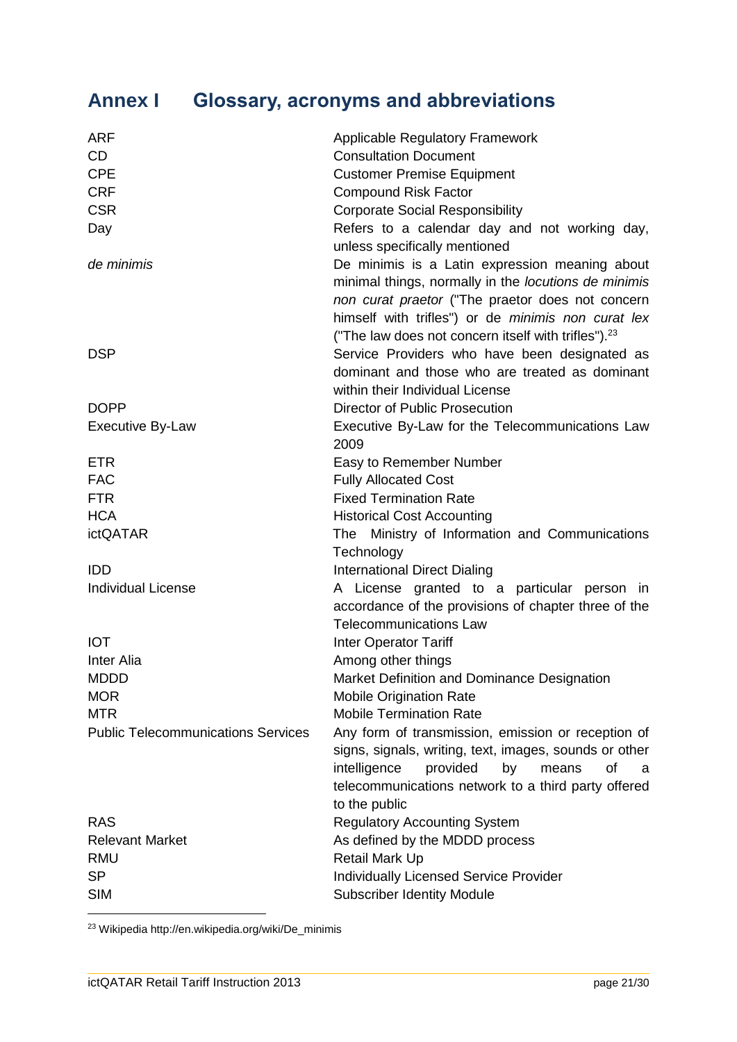# Annex I Glossary, acronyms and abbreviations

| | |
|---|---|
| ARF | Applicable Regulatory Framework |
| CD | Consultation Document |
| CPE | Customer Premise Equipment |
| CRF | Compound Risk Factor |
| CSR | Corporate Social Responsibility |
| Day | Refers to a calendar day and not working day, unless specifically mentioned |
| *de minimis* | De minimis is a Latin expression meaning about minimal things, normally in the *locutions de minimis non curat praetor* ("The praetor does not concern himself with trifles") or de *minimis non curat lex* ("The law does not concern itself with trifles").[23] |
| DSP | Service Providers who have been designated as dominant and those who are treated as dominant within their Individual License |
| DOPP | Director of Public Prosecution |
| Executive By-Law | Executive By-Law for the Telecommunications Law 2009 |
| ETR | Easy to Remember Number |
| FAC | Fully Allocated Cost |
| FTR | Fixed Termination Rate |
| HCA | Historical Cost Accounting |
| ictQATAR | The Ministry of Information and Communications Technology |
| IDD | International Direct Dialing |
| Individual License | A License granted to a particular person in accordance of the provisions of chapter three of the Telecommunications Law |
| IOT | Inter Operator Tariff |
| Inter Alia | Among other things |
| MDDD | Market Definition and Dominance Designation |
| MOR | Mobile Origination Rate |
| MTR | Mobile Termination Rate |
| Public Telecommunications Services | Any form of transmission, emission or reception of signs, signals, writing, text, images, sounds or other intelligence provided by means of a telecommunications network to a third party offered to the public |
| RAS | Regulatory Accounting System |
| Relevant Market | As defined by the MDDD process |
| RMU | Retail Mark Up |
| SP | Individually Licensed Service Provider |
| SIM | Subscriber Identity Module |

[23] Wikipedia http://en.wikipedia.org/wiki/De_minimis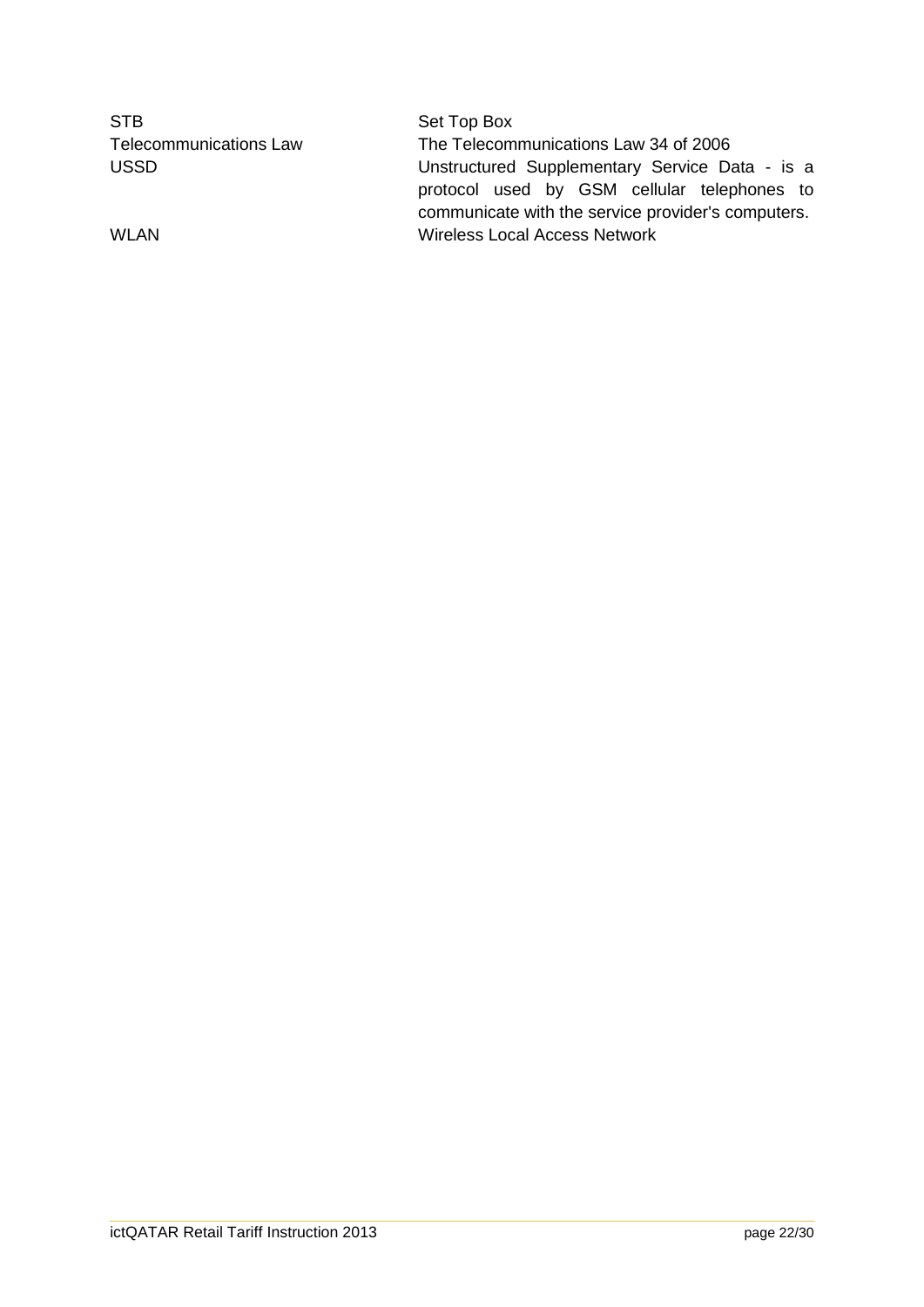| | |
|---|---|
| STB | Set Top Box |
| Telecommunications Law | The Telecommunications Law 34 of 2006 |
| USSD | Unstructured Supplementary Service Data - is a protocol used by GSM cellular telephones to communicate with the service provider's computers. |
| WLAN | Wireless Local Access Network |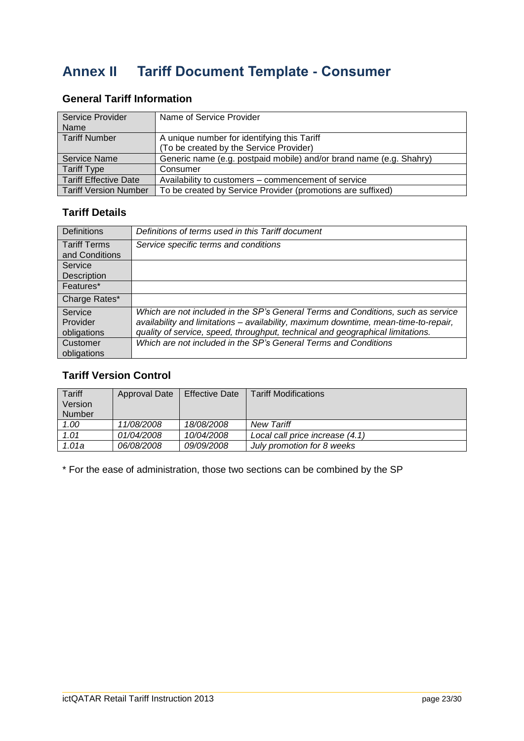# Annex II Tariff Document Template - Consumer

### General Tariff Information

| Service Provider Name | Name of Service Provider |
|---|---|
| Tariff Number | A unique number for identifying this Tariff<br>(To be created by the Service Provider) |
| Service Name | Generic name (e.g. postpaid mobile) and/or brand name (e.g. Shahry) |
| Tariff Type | Consumer |
| Tariff Effective Date | Availability to customers – commencement of service |
| Tariff Version Number | To be created by Service Provider (promotions are suffixed) |

### Tariff Details

| Definitions | *Definitions of terms used in this Tariff document* |
|---|---|
| Tariff Terms and Conditions | *Service specific terms and conditions* |
| Service Description | |
| Features* | |
| Charge Rates* | |
| Service Provider obligations | *Which are not included in the SP's General Terms and Conditions, such as service availability and limitations – availability, maximum downtime, mean-time-to-repair, quality of service, speed, throughput, technical and geographical limitations.* |
| Customer obligations | *Which are not included in the SP's General Terms and Conditions* |

### Tariff Version Control

| Tariff Version Number | Approval Date | Effective Date | Tariff Modifications |
|---|---|---|---|
| *1.00* | *11/08/2008* | *18/08/2008* | *New Tariff* |
| *1.01* | *01/04/2008* | *10/04/2008* | *Local call price increase (4.1)* |
| *1.01a* | *06/08/2008* | *09/09/2008* | *July promotion for 8 weeks* |

* For the ease of administration, those two sections can be combined by the SP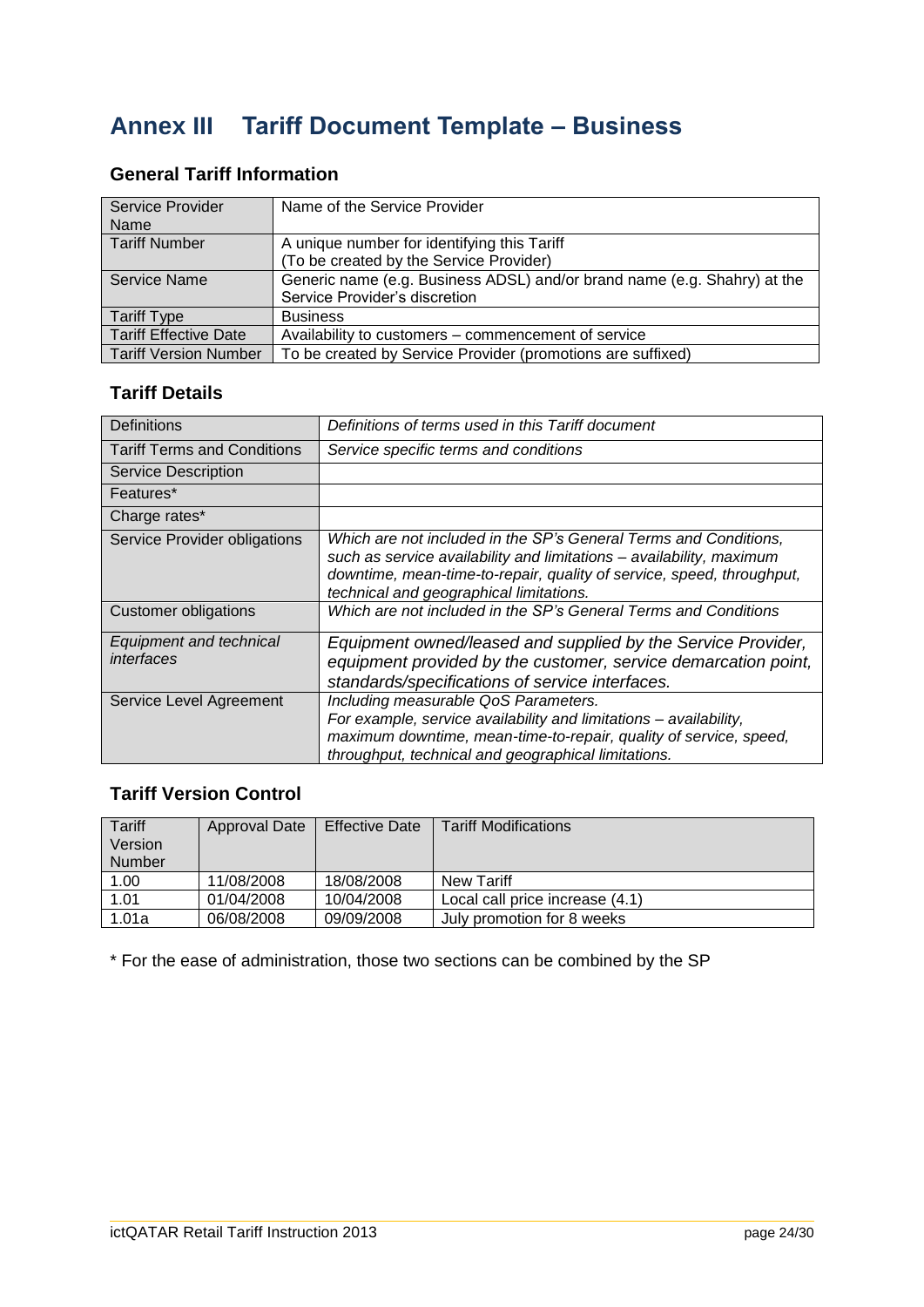# Annex III Tariff Document Template – Business

## General Tariff Information

| Service Provider Name | Name of the Service Provider |
|---|---|
| Tariff Number | A unique number for identifying this Tariff (To be created by the Service Provider) |
| Service Name | Generic name (e.g. Business ADSL) and/or brand name (e.g. Shahry) at the Service Provider's discretion |
| Tariff Type | Business |
| Tariff Effective Date | Availability to customers – commencement of service |
| Tariff Version Number | To be created by Service Provider (promotions are suffixed) |

## Tariff Details

| Definitions | *Definitions of terms used in this Tariff document* |
|---|---|
| Tariff Terms and Conditions | *Service specific terms and conditions* |
| Service Description | |
| Features* | |
| Charge rates* | |
| Service Provider obligations | *Which are not included in the SP's General Terms and Conditions, such as service availability and limitations – availability, maximum downtime, mean-time-to-repair, quality of service, speed, throughput, technical and geographical limitations.* |
| Customer obligations | *Which are not included in the SP's General Terms and Conditions* |
| *Equipment and technical interfaces* | *Equipment owned/leased and supplied by the Service Provider, equipment provided by the customer, service demarcation point, standards/specifications of service interfaces.* |
| Service Level Agreement | *Including measurable QoS Parameters. For example, service availability and limitations – availability, maximum downtime, mean-time-to-repair, quality of service, speed, throughput, technical and geographical limitations.* |

## Tariff Version Control

| Tariff Version Number | Approval Date | Effective Date | Tariff Modifications |
|---|---|---|---|
| 1.00 | 11/08/2008 | 18/08/2008 | New Tariff |
| 1.01 | 01/04/2008 | 10/04/2008 | Local call price increase (4.1) |
| 1.01a | 06/08/2008 | 09/09/2008 | July promotion for 8 weeks |

* For the ease of administration, those two sections can be combined by the SP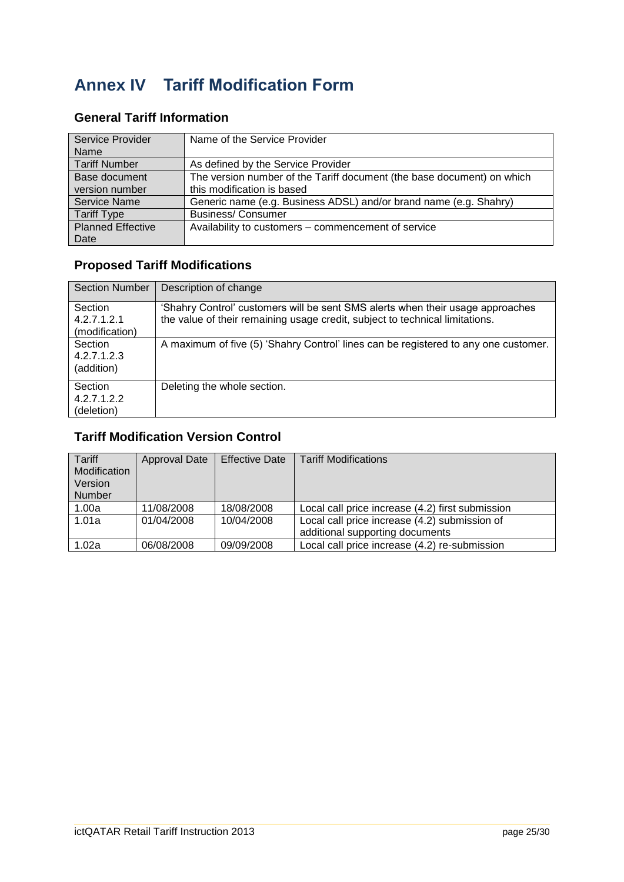# Annex IV Tariff Modification Form

## General Tariff Information

| | |
|---|---|
| Service Provider Name | Name of the Service Provider |
| Tariff Number | As defined by the Service Provider |
| Base document version number | The version number of the Tariff document (the base document) on which this modification is based |
| Service Name | Generic name (e.g. Business ADSL) and/or brand name (e.g. Shahry) |
| Tariff Type | Business/ Consumer |
| Planned Effective Date | Availability to customers – commencement of service |

## Proposed Tariff Modifications

| Section Number | Description of change |
|---|---|
| Section 4.2.7.1.2.1 (modification) | 'Shahry Control' customers will be sent SMS alerts when their usage approaches the value of their remaining usage credit, subject to technical limitations. |
| Section 4.2.7.1.2.3 (addition) | A maximum of five (5) 'Shahry Control' lines can be registered to any one customer. |
| Section 4.2.7.1.2.2 (deletion) | Deleting the whole section. |

## Tariff Modification Version Control

| Tariff Modification Version Number | Approval Date | Effective Date | Tariff Modifications |
|---|---|---|---|
| 1.00a | 11/08/2008 | 18/08/2008 | Local call price increase (4.2) first submission |
| 1.01a | 01/04/2008 | 10/04/2008 | Local call price increase (4.2) submission of additional supporting documents |
| 1.02a | 06/08/2008 | 09/09/2008 | Local call price increase (4.2) re-submission |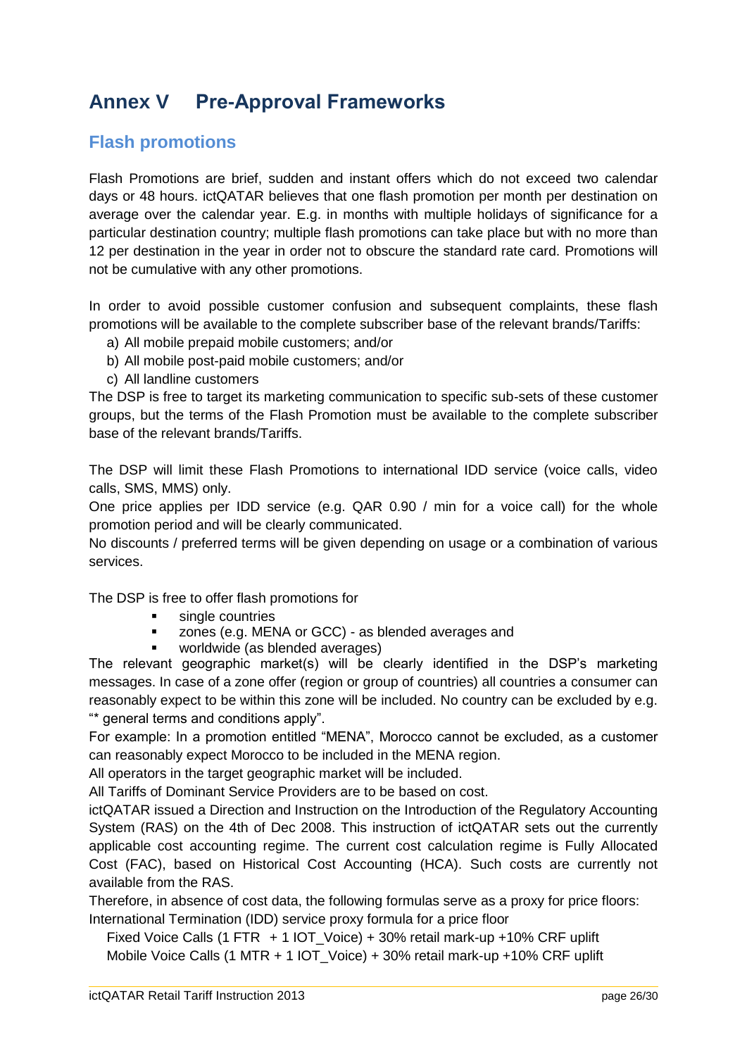# Annex V Pre-Approval Frameworks

## Flash promotions

Flash Promotions are brief, sudden and instant offers which do not exceed two calendar days or 48 hours. ictQATAR believes that one flash promotion per month per destination on average over the calendar year. E.g. in months with multiple holidays of significance for a particular destination country; multiple flash promotions can take place but with no more than 12 per destination in the year in order not to obscure the standard rate card. Promotions will not be cumulative with any other promotions.

In order to avoid possible customer confusion and subsequent complaints, these flash promotions will be available to the complete subscriber base of the relevant brands/Tariffs:

a) All mobile prepaid mobile customers; and/or
b) All mobile post-paid mobile customers; and/or
c) All landline customers

The DSP is free to target its marketing communication to specific sub-sets of these customer groups, but the terms of the Flash Promotion must be available to the complete subscriber base of the relevant brands/Tariffs.

The DSP will limit these Flash Promotions to international IDD service (voice calls, video calls, SMS, MMS) only.

One price applies per IDD service (e.g. QAR 0.90 / min for a voice call) for the whole promotion period and will be clearly communicated.

No discounts / preferred terms will be given depending on usage or a combination of various services.

The DSP is free to offer flash promotions for

- single countries
- zones (e.g. MENA or GCC) - as blended averages and
- worldwide (as blended averages)

The relevant geographic market(s) will be clearly identified in the DSP's marketing messages. In case of a zone offer (region or group of countries) all countries a consumer can reasonably expect to be within this zone will be included. No country can be excluded by e.g. "* general terms and conditions apply".

For example: In a promotion entitled "MENA", Morocco cannot be excluded, as a customer can reasonably expect Morocco to be included in the MENA region.

All operators in the target geographic market will be included.

All Tariffs of Dominant Service Providers are to be based on cost.

ictQATAR issued a Direction and Instruction on the Introduction of the Regulatory Accounting System (RAS) on the 4th of Dec 2008. This instruction of ictQATAR sets out the currently applicable cost accounting regime. The current cost calculation regime is Fully Allocated Cost (FAC), based on Historical Cost Accounting (HCA). Such costs are currently not available from the RAS.

Therefore, in absence of cost data, the following formulas serve as a proxy for price floors:

International Termination (IDD) service proxy formula for a price floor

Fixed Voice Calls (1 FTR + 1 IOT_Voice) + 30% retail mark-up +10% CRF uplift

Mobile Voice Calls (1 MTR + 1 IOT_Voice) + 30% retail mark-up +10% CRF uplift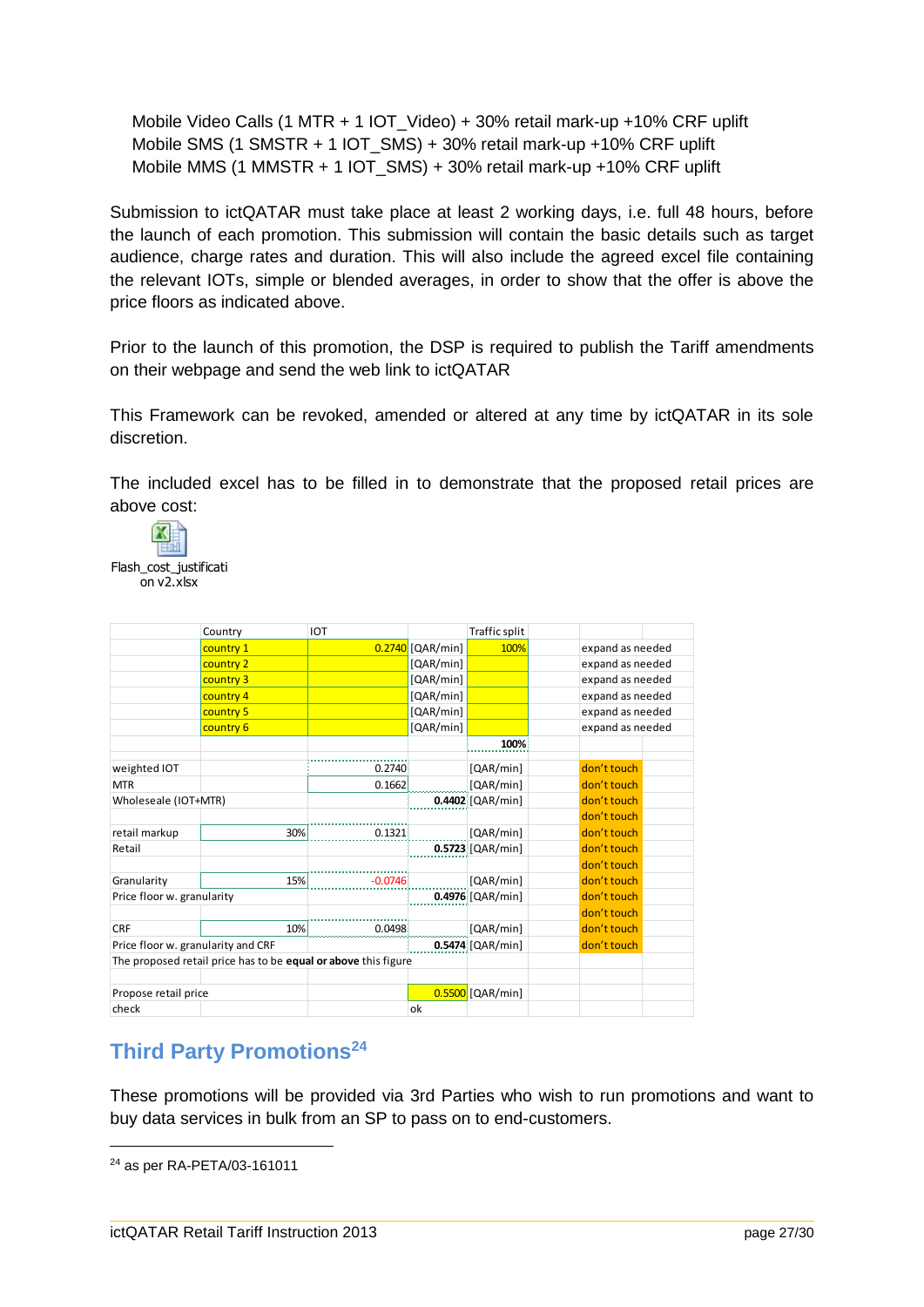Mobile Video Calls (1 MTR + 1 IOT_Video) + 30% retail mark-up +10% CRF uplift
Mobile SMS (1 SMSTR + 1 IOT_SMS) + 30% retail mark-up +10% CRF uplift
Mobile MMS (1 MMSTR + 1 IOT_SMS) + 30% retail mark-up +10% CRF uplift

Submission to ictQATAR must take place at least 2 working days, i.e. full 48 hours, before the launch of each promotion. This submission will contain the basic details such as target audience, charge rates and duration. This will also include the agreed excel file containing the relevant IOTs, simple or blended averages, in order to show that the offer is above the price floors as indicated above.

Prior to the launch of this promotion, the DSP is required to publish the Tariff amendments on their webpage and send the web link to ictQATAR

This Framework can be revoked, amended or altered at any time by ictQATAR in its sole discretion.

The included excel has to be filled in to demonstrate that the proposed retail prices are above cost:

Flash_cost_justification v2.xlsx

| | Country | IOT | | Traffic split | | |
|---|---|---|---|---|---|---|
| | country 1 | 0.2740 | [QAR/min] | 100% | | expand as needed |
| | country 2 | | [QAR/min] | | | expand as needed |
| | country 3 | | [QAR/min] | | | expand as needed |
| | country 4 | | [QAR/min] | | | expand as needed |
| | country 5 | | [QAR/min] | | | expand as needed |
| | country 6 | | [QAR/min] | | | expand as needed |
| | | | | 100% | | |
| weighted IOT | | 0.2740 | | [QAR/min] | | don't touch |
| MTR | | 0.1662 | | [QAR/min] | | don't touch |
| Wholeseale (IOT+MTR) | | | **0.4402** | [QAR/min] | | don't touch |
| | | | | | | don't touch |
| retail markup | 30% | 0.1321 | | [QAR/min] | | don't touch |
| Retail | | | **0.5723** | [QAR/min] | | don't touch |
| | | | | | | don't touch |
| Granularity | 15% | -0.0746 | | [QAR/min] | | don't touch |
| Price floor w. granularity | | | **0.4976** | [QAR/min] | | don't touch |
| | | | | | | don't touch |
| CRF | 10% | 0.0498 | | [QAR/min] | | don't touch |
| Price floor w. granularity and CRF | | | **0.5474** | [QAR/min] | | don't touch |
| The proposed retail price has to be **equal or above** this figure | | | | | | |
| | | | | | | |
| Propose retail price | | | 0.5500 | [QAR/min] | | |
| check | | | ok | | | |

## Third Party Promotions[24]

These promotions will be provided via 3rd Parties who wish to run promotions and want to buy data services in bulk from an SP to pass on to end-customers.

[24] as per RA-PETA/03-161011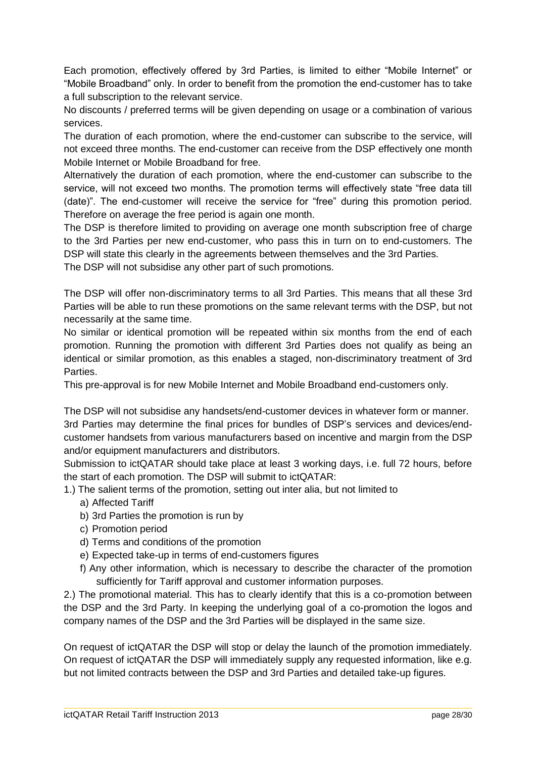Each promotion, effectively offered by 3rd Parties, is limited to either “Mobile Internet” or “Mobile Broadband” only. In order to benefit from the promotion the end-customer has to take a full subscription to the relevant service.

No discounts / preferred terms will be given depending on usage or a combination of various services.

The duration of each promotion, where the end-customer can subscribe to the service, will not exceed three months. The end-customer can receive from the DSP effectively one month Mobile Internet or Mobile Broadband for free.

Alternatively the duration of each promotion, where the end-customer can subscribe to the service, will not exceed two months. The promotion terms will effectively state “free data till (date)”. The end-customer will receive the service for “free” during this promotion period. Therefore on average the free period is again one month.

The DSP is therefore limited to providing on average one month subscription free of charge to the 3rd Parties per new end-customer, who pass this in turn on to end-customers. The DSP will state this clearly in the agreements between themselves and the 3rd Parties.

The DSP will not subsidise any other part of such promotions.

The DSP will offer non-discriminatory terms to all 3rd Parties. This means that all these 3rd Parties will be able to run these promotions on the same relevant terms with the DSP, but not necessarily at the same time.

No similar or identical promotion will be repeated within six months from the end of each promotion. Running the promotion with different 3rd Parties does not qualify as being an identical or similar promotion, as this enables a staged, non-discriminatory treatment of 3rd Parties.

This pre-approval is for new Mobile Internet and Mobile Broadband end-customers only.

The DSP will not subsidise any handsets/end-customer devices in whatever form or manner.

3rd Parties may determine the final prices for bundles of DSP’s services and devices/end-customer handsets from various manufacturers based on incentive and margin from the DSP and/or equipment manufacturers and distributors.

Submission to ictQATAR should take place at least 3 working days, i.e. full 72 hours, before the start of each promotion. The DSP will submit to ictQATAR:

1.) The salient terms of the promotion, setting out inter alia, but not limited to

   a) Affected Tariff
   b) 3rd Parties the promotion is run by
   c) Promotion period
   d) Terms and conditions of the promotion
   e) Expected take-up in terms of end-customers figures
   f) Any other information, which is necessary to describe the character of the promotion sufficiently for Tariff approval and customer information purposes.

2.) The promotional material. This has to clearly identify that this is a co-promotion between the DSP and the 3rd Party. In keeping the underlying goal of a co-promotion the logos and company names of the DSP and the 3rd Parties will be displayed in the same size.

On request of ictQATAR the DSP will stop or delay the launch of the promotion immediately. On request of ictQATAR the DSP will immediately supply any requested information, like e.g. but not limited contracts between the DSP and 3rd Parties and detailed take-up figures.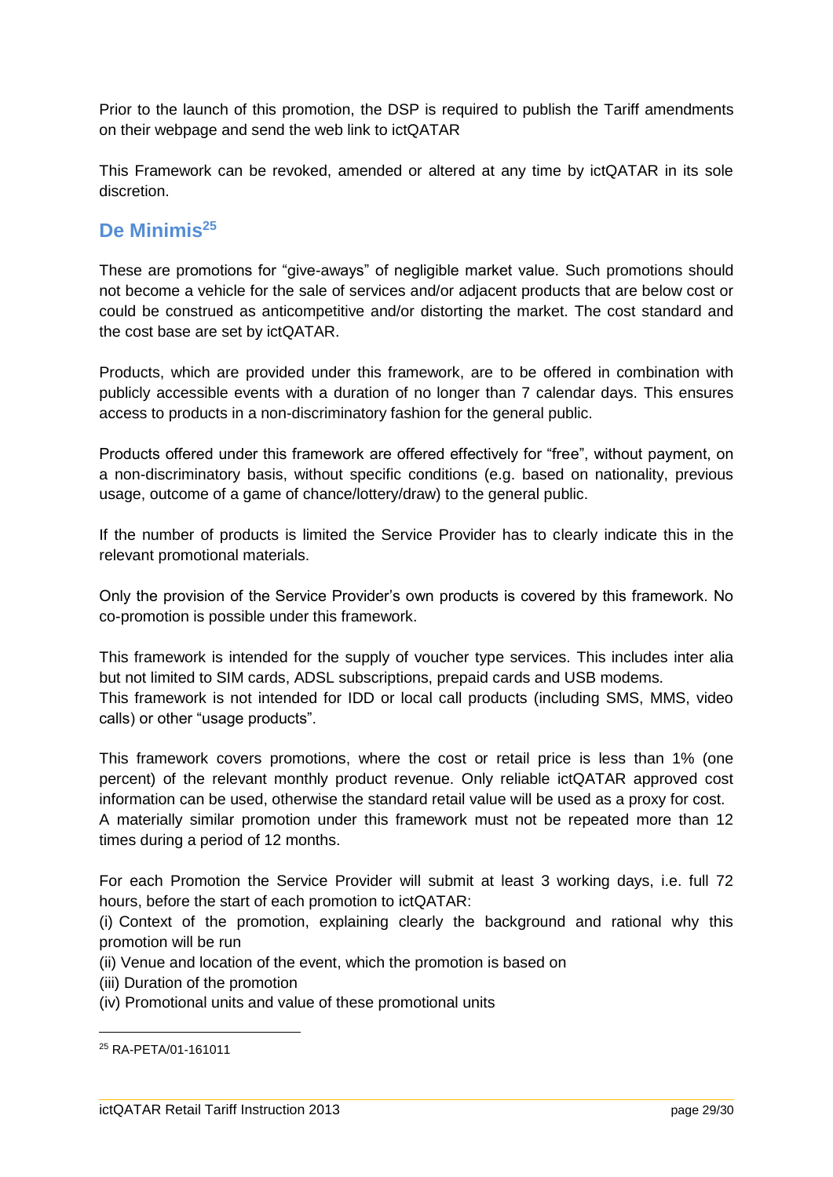Prior to the launch of this promotion, the DSP is required to publish the Tariff amendments on their webpage and send the web link to ictQATAR

This Framework can be revoked, amended or altered at any time by ictQATAR in its sole discretion.

## De Minimis[25]

These are promotions for "give-aways" of negligible market value. Such promotions should not become a vehicle for the sale of services and/or adjacent products that are below cost or could be construed as anticompetitive and/or distorting the market. The cost standard and the cost base are set by ictQATAR.

Products, which are provided under this framework, are to be offered in combination with publicly accessible events with a duration of no longer than 7 calendar days. This ensures access to products in a non-discriminatory fashion for the general public.

Products offered under this framework are offered effectively for "free", without payment, on a non-discriminatory basis, without specific conditions (e.g. based on nationality, previous usage, outcome of a game of chance/lottery/draw) to the general public.

If the number of products is limited the Service Provider has to clearly indicate this in the relevant promotional materials.

Only the provision of the Service Provider's own products is covered by this framework. No co-promotion is possible under this framework.

This framework is intended for the supply of voucher type services. This includes inter alia but not limited to SIM cards, ADSL subscriptions, prepaid cards and USB modems.
This framework is not intended for IDD or local call products (including SMS, MMS, video calls) or other "usage products".

This framework covers promotions, where the cost or retail price is less than 1% (one percent) of the relevant monthly product revenue. Only reliable ictQATAR approved cost information can be used, otherwise the standard retail value will be used as a proxy for cost.
A materially similar promotion under this framework must not be repeated more than 12 times during a period of 12 months.

For each Promotion the Service Provider will submit at least 3 working days, i.e. full 72 hours, before the start of each promotion to ictQATAR:
(i) Context of the promotion, explaining clearly the background and rational why this promotion will be run
(ii) Venue and location of the event, which the promotion is based on
(iii) Duration of the promotion
(iv) Promotional units and value of these promotional units

[25] RA-PETA/01-161011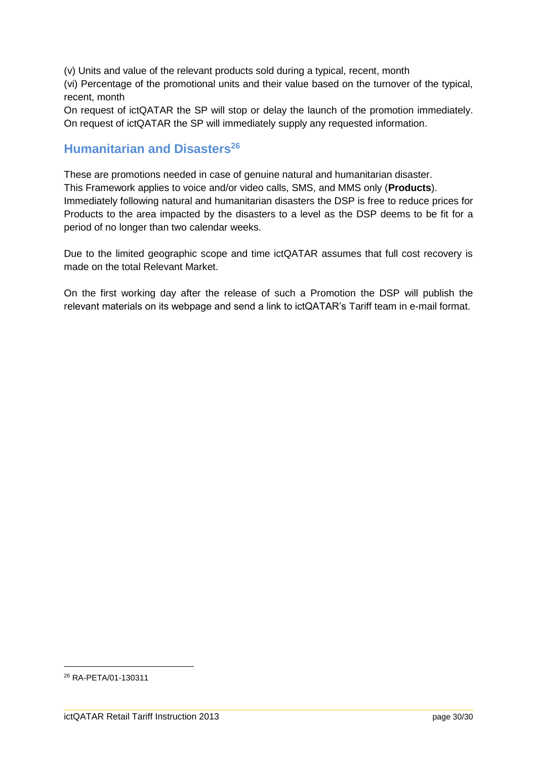(v) Units and value of the relevant products sold during a typical, recent, month

(vi) Percentage of the promotional units and their value based on the turnover of the typical, recent, month

On request of ictQATAR the SP will stop or delay the launch of the promotion immediately. On request of ictQATAR the SP will immediately supply any requested information.

## Humanitarian and Disasters[26]

These are promotions needed in case of genuine natural and humanitarian disaster.
This Framework applies to voice and/or video calls, SMS, and MMS only (**Products**).
Immediately following natural and humanitarian disasters the DSP is free to reduce prices for Products to the area impacted by the disasters to a level as the DSP deems to be fit for a period of no longer than two calendar weeks.

Due to the limited geographic scope and time ictQATAR assumes that full cost recovery is made on the total Relevant Market.

On the first working day after the release of such a Promotion the DSP will publish the relevant materials on its webpage and send a link to ictQATAR's Tariff team in e-mail format.

[26] RA-PETA/01-130311